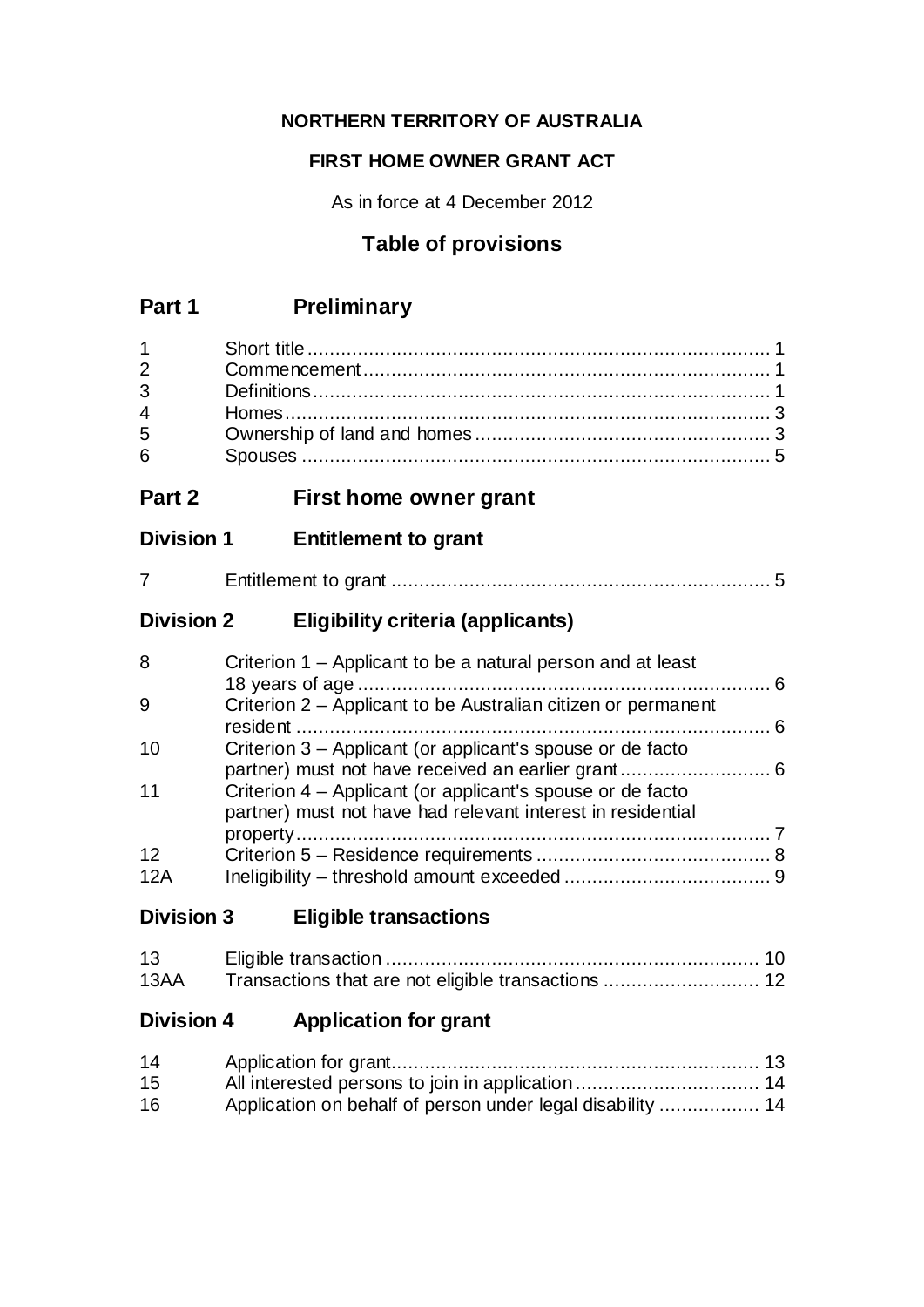**NORTHERN TERRITORY OF AUSTRALIA**

**FIRST HOME OWNER GRANT ACT**

As in force at 4 December 2012

## Table of provisions

## Part 1 Preliminary

| | | |
|---|---|---|
| 1 | Short title | 1 |
| 2 | Commencement | 1 |
| 3 | Definitions | 1 |
| 4 | Homes | 3 |
| 5 | Ownership of land and homes | 3 |
| 6 | Spouses | 5 |

## Part 2 First home owner grant

### Division 1 Entitlement to grant

| | | |
|---|---|---|
| 7 | Entitlement to grant | 5 |

### Division 2 Eligibility criteria (applicants)

| | | |
|---|---|---|
| 8 | Criterion 1 – Applicant to be a natural person and at least 18 years of age | 6 |
| 9 | Criterion 2 – Applicant to be Australian citizen or permanent resident | 6 |
| 10 | Criterion 3 – Applicant (or applicant's spouse or de facto partner) must not have received an earlier grant | 6 |
| 11 | Criterion 4 – Applicant (or applicant's spouse or de facto partner) must not have had relevant interest in residential property | 7 |
| 12 | Criterion 5 – Residence requirements | 8 |
| 12A | Ineligibility – threshold amount exceeded | 9 |

### Division 3 Eligible transactions

| | | |
|---|---|---|
| 13 | Eligible transaction | 10 |
| 13AA | Transactions that are not eligible transactions | 12 |

### Division 4 Application for grant

| | | |
|---|---|---|
| 14 | Application for grant | 13 |
| 15 | All interested persons to join in application | 14 |
| 16 | Application on behalf of person under legal disability | 14 |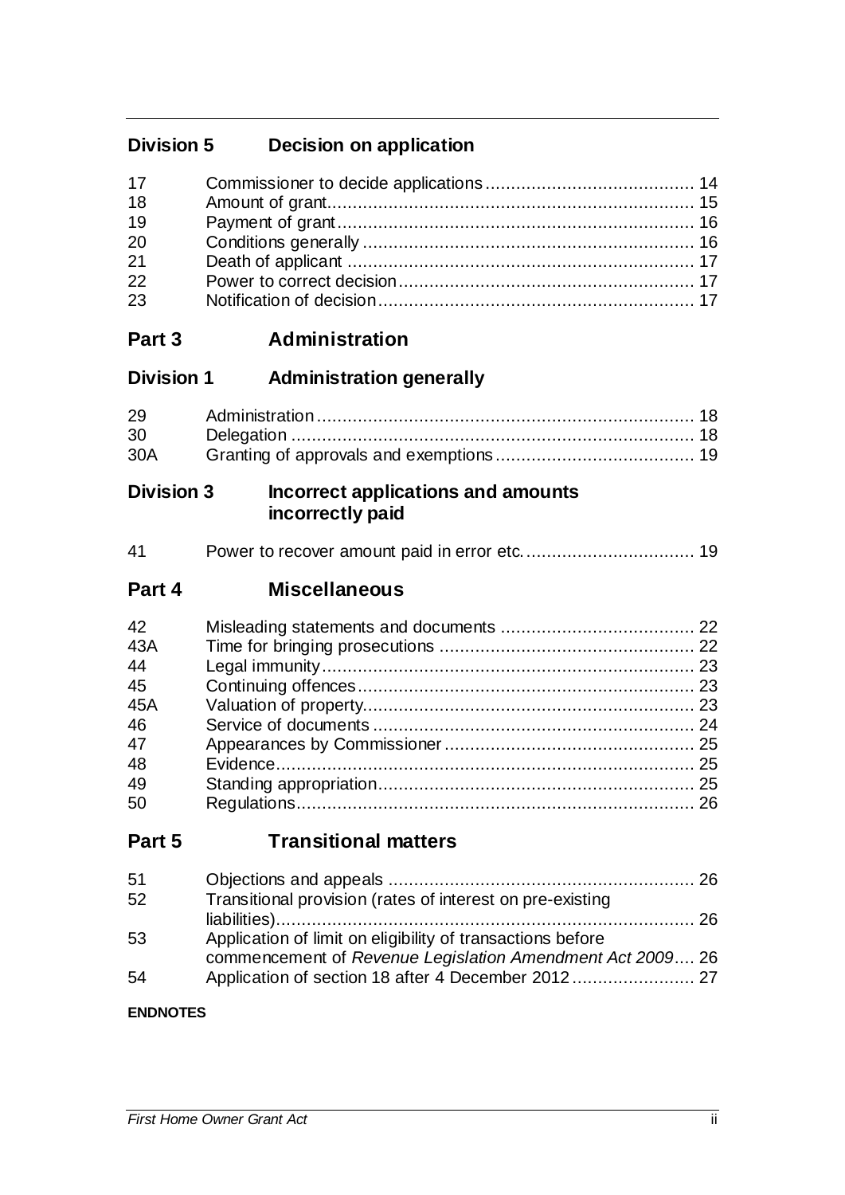### Division 5 Decision on application

| | | |
|---|---|---|
| 17 | Commissioner to decide applications | 14 |
| 18 | Amount of grant | 15 |
| 19 | Payment of grant | 16 |
| 20 | Conditions generally | 16 |
| 21 | Death of applicant | 17 |
| 22 | Power to correct decision | 17 |
| 23 | Notification of decision | 17 |

## Part 3 Administration

### Division 1 Administration generally

| | | |
|---|---|---|
| 29 | Administration | 18 |
| 30 | Delegation | 18 |
| 30A | Granting of approvals and exemptions | 19 |

### Division 3 Incorrect applications and amounts incorrectly paid

| | | |
|---|---|---|
| 41 | Power to recover amount paid in error etc. | 19 |

## Part 4 Miscellaneous

| | | |
|---|---|---|
| 42 | Misleading statements and documents | 22 |
| 43A | Time for bringing prosecutions | 22 |
| 44 | Legal immunity | 23 |
| 45 | Continuing offences | 23 |
| 45A | Valuation of property | 23 |
| 46 | Service of documents | 24 |
| 47 | Appearances by Commissioner | 25 |
| 48 | Evidence | 25 |
| 49 | Standing appropriation | 25 |
| 50 | Regulations | 26 |

## Part 5 Transitional matters

| | | |
|---|---|---|
| 51 | Objections and appeals | 26 |
| 52 | Transitional provision (rates of interest on pre-existing liabilities) | 26 |
| 53 | Application of limit on eligibility of transactions before commencement of *Revenue Legislation Amendment Act 2009* | 26 |
| 54 | Application of section 18 after 4 December 2012 | 27 |

**ENDNOTES**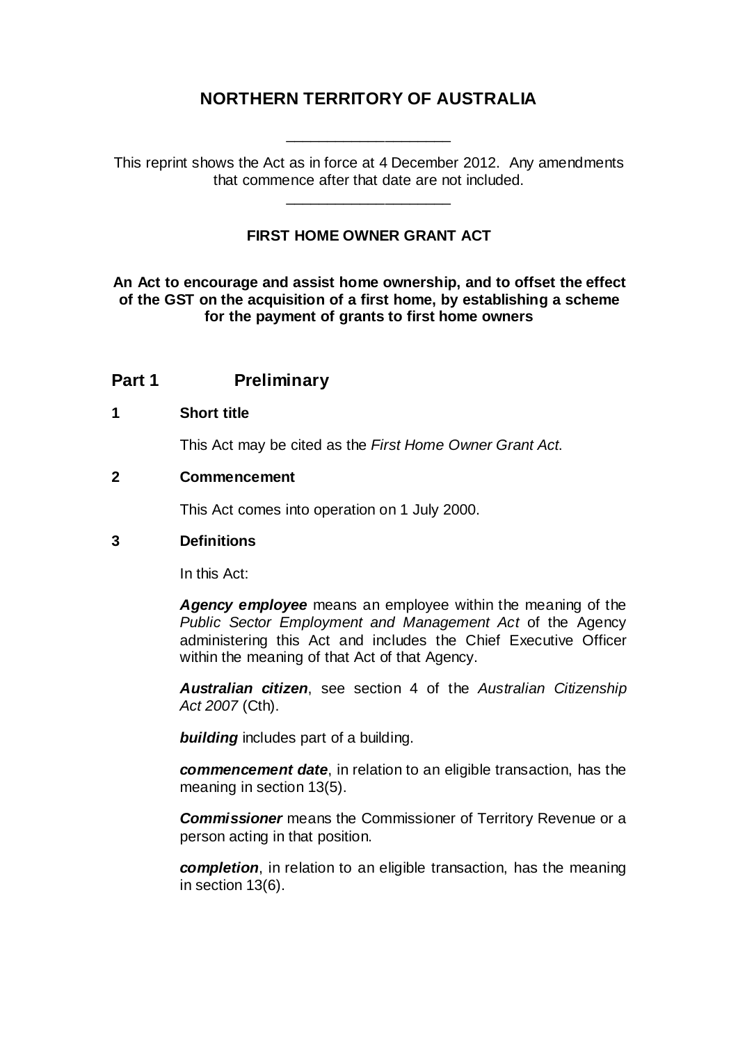# NORTHERN TERRITORY OF AUSTRALIA

____________________

This reprint shows the Act as in force at 4 December 2012. Any amendments that commence after that date are not included.

____________________

## FIRST HOME OWNER GRANT ACT

**An Act to encourage and assist home ownership, and to offset the effect of the GST on the acquisition of a first home, by establishing a scheme for the payment of grants to first home owners**

## Part 1 Preliminary

### 1 Short title

This Act may be cited as the *First Home Owner Grant Act*.

### 2 Commencement

This Act comes into operation on 1 July 2000.

### 3 Definitions

In this Act:

***Agency employee*** means an employee within the meaning of the *Public Sector Employment and Management Act* of the Agency administering this Act and includes the Chief Executive Officer within the meaning of that Act of that Agency.

***Australian citizen***, see section 4 of the *Australian Citizenship Act 2007* (Cth).

***building*** includes part of a building.

***commencement date***, in relation to an eligible transaction, has the meaning in section 13(5).

***Commissioner*** means the Commissioner of Territory Revenue or a person acting in that position.

***completion***, in relation to an eligible transaction, has the meaning in section 13(6).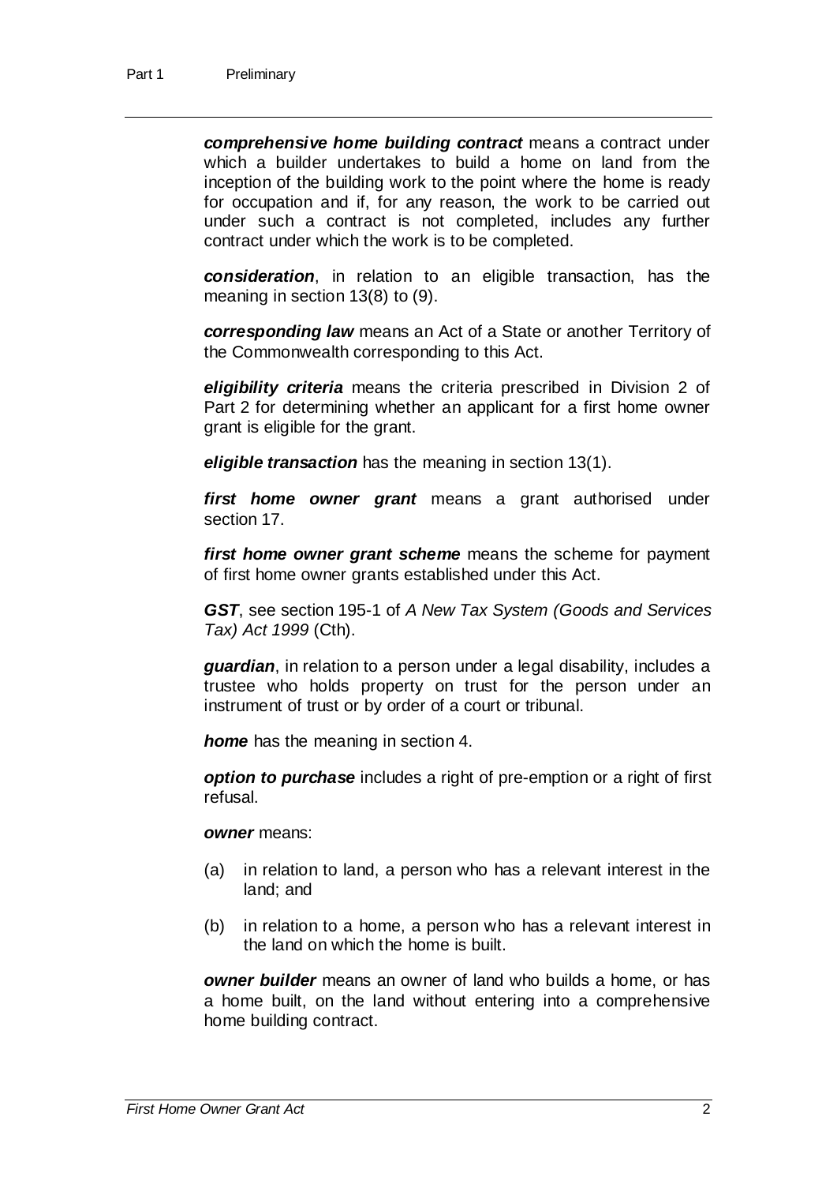***comprehensive home building contract*** means a contract under which a builder undertakes to build a home on land from the inception of the building work to the point where the home is ready for occupation and if, for any reason, the work to be carried out under such a contract is not completed, includes any further contract under which the work is to be completed.

***consideration***, in relation to an eligible transaction, has the meaning in section 13(8) to (9).

***corresponding law*** means an Act of a State or another Territory of the Commonwealth corresponding to this Act.

***eligibility criteria*** means the criteria prescribed in Division 2 of Part 2 for determining whether an applicant for a first home owner grant is eligible for the grant.

***eligible transaction*** has the meaning in section 13(1).

***first home owner grant*** means a grant authorised under section 17.

***first home owner grant scheme*** means the scheme for payment of first home owner grants established under this Act.

***GST***, see section 195-1 of *A New Tax System (Goods and Services Tax) Act 1999* (Cth).

***guardian***, in relation to a person under a legal disability, includes a trustee who holds property on trust for the person under an instrument of trust or by order of a court or tribunal.

***home*** has the meaning in section 4.

***option to purchase*** includes a right of pre-emption or a right of first refusal.

***owner*** means:

(a) in relation to land, a person who has a relevant interest in the land; and

(b) in relation to a home, a person who has a relevant interest in the land on which the home is built.

***owner builder*** means an owner of land who builds a home, or has a home built, on the land without entering into a comprehensive home building contract.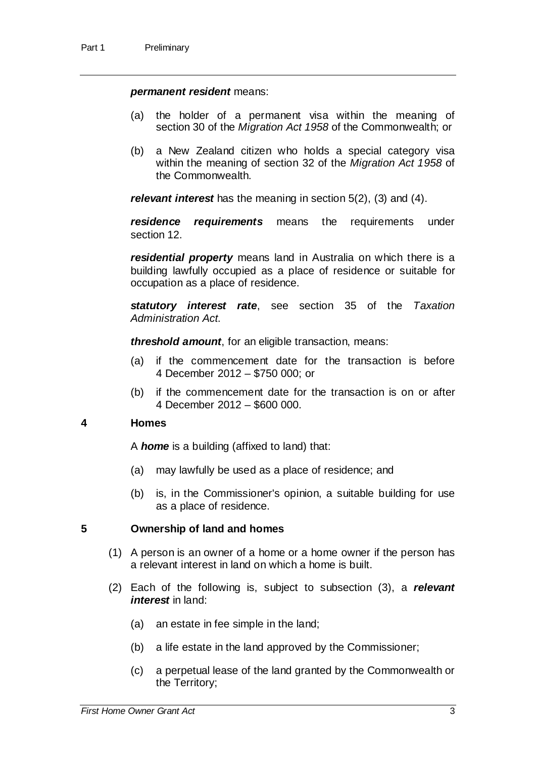***permanent resident*** means:

(a) the holder of a permanent visa within the meaning of section 30 of the *Migration Act 1958* of the Commonwealth; or

(b) a New Zealand citizen who holds a special category visa within the meaning of section 32 of the *Migration Act 1958* of the Commonwealth.

***relevant interest*** has the meaning in section 5(2), (3) and (4).

***residence requirements*** means the requirements under section 12.

***residential property*** means land in Australia on which there is a building lawfully occupied as a place of residence or suitable for occupation as a place of residence.

***statutory interest rate***, see section 35 of the *Taxation Administration Act*.

***threshold amount***, for an eligible transaction, means:

(a) if the commencement date for the transaction is before 4 December 2012 – $750 000; or

(b) if the commencement date for the transaction is on or after 4 December 2012 – $600 000.

## 4 Homes

A ***home*** is a building (affixed to land) that:

(a) may lawfully be used as a place of residence; and

(b) is, in the Commissioner's opinion, a suitable building for use as a place of residence.

## 5 Ownership of land and homes

(1) A person is an owner of a home or a home owner if the person has a relevant interest in land on which a home is built.

(2) Each of the following is, subject to subsection (3), a ***relevant interest*** in land:

(a) an estate in fee simple in the land;

(b) a life estate in the land approved by the Commissioner;

(c) a perpetual lease of the land granted by the Commonwealth or the Territory;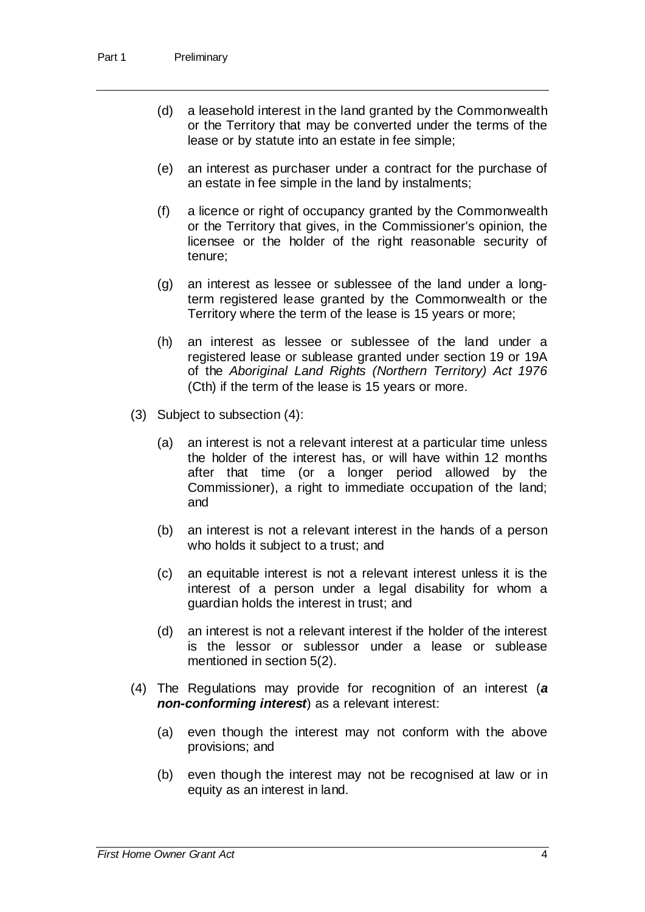(d) a leasehold interest in the land granted by the Commonwealth or the Territory that may be converted under the terms of the lease or by statute into an estate in fee simple;

(e) an interest as purchaser under a contract for the purchase of an estate in fee simple in the land by instalments;

(f) a licence or right of occupancy granted by the Commonwealth or the Territory that gives, in the Commissioner's opinion, the licensee or the holder of the right reasonable security of tenure;

(g) an interest as lessee or sublessee of the land under a long-term registered lease granted by the Commonwealth or the Territory where the term of the lease is 15 years or more;

(h) an interest as lessee or sublessee of the land under a registered lease or sublease granted under section 19 or 19A of the *Aboriginal Land Rights (Northern Territory) Act 1976* (Cth) if the term of the lease is 15 years or more.

(3) Subject to subsection (4):

(a) an interest is not a relevant interest at a particular time unless the holder of the interest has, or will have within 12 months after that time (or a longer period allowed by the Commissioner), a right to immediate occupation of the land; and

(b) an interest is not a relevant interest in the hands of a person who holds it subject to a trust; and

(c) an equitable interest is not a relevant interest unless it is the interest of a person under a legal disability for whom a guardian holds the interest in trust; and

(d) an interest is not a relevant interest if the holder of the interest is the lessor or sublessor under a lease or sublease mentioned in section 5(2).

(4) The Regulations may provide for recognition of an interest (***a non-conforming interest***) as a relevant interest:

(a) even though the interest may not conform with the above provisions; and

(b) even though the interest may not be recognised at law or in equity as an interest in land.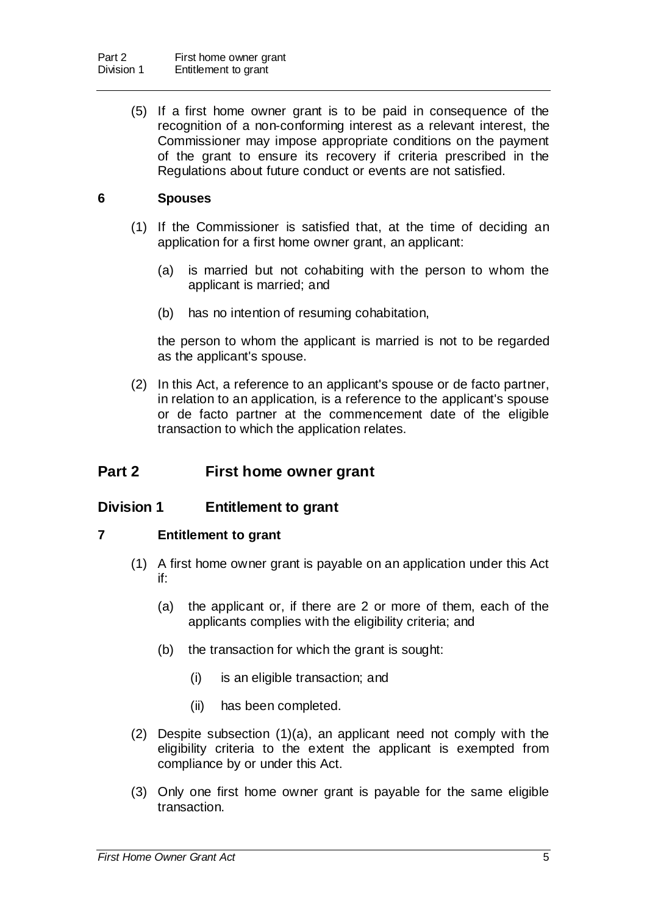(5) If a first home owner grant is to be paid in consequence of the recognition of a non-conforming interest as a relevant interest, the Commissioner may impose appropriate conditions on the payment of the grant to ensure its recovery if criteria prescribed in the Regulations about future conduct or events are not satisfied.

### 6 Spouses

(1) If the Commissioner is satisfied that, at the time of deciding an application for a first home owner grant, an applicant:

(a) is married but not cohabiting with the person to whom the applicant is married; and

(b) has no intention of resuming cohabitation,

the person to whom the applicant is married is not to be regarded as the applicant's spouse.

(2) In this Act, a reference to an applicant's spouse or de facto partner, in relation to an application, is a reference to the applicant's spouse or de facto partner at the commencement date of the eligible transaction to which the application relates.

# Part 2 First home owner grant

## Division 1 Entitlement to grant

### 7 Entitlement to grant

(1) A first home owner grant is payable on an application under this Act if:

(a) the applicant or, if there are 2 or more of them, each of the applicants complies with the eligibility criteria; and

(b) the transaction for which the grant is sought:

(i) is an eligible transaction; and

(ii) has been completed.

(2) Despite subsection (1)(a), an applicant need not comply with the eligibility criteria to the extent the applicant is exempted from compliance by or under this Act.

(3) Only one first home owner grant is payable for the same eligible transaction.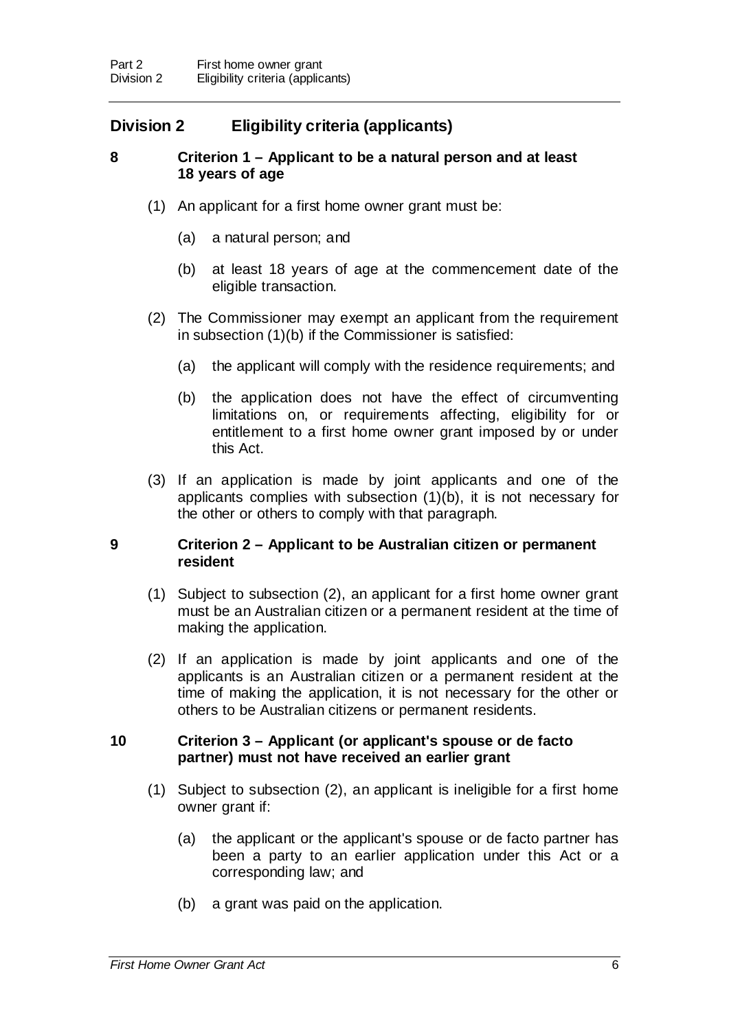## Division 2 Eligibility criteria (applicants)

### 8 Criterion 1 – Applicant to be a natural person and at least 18 years of age

(1) An applicant for a first home owner grant must be:

(a) a natural person; and

(b) at least 18 years of age at the commencement date of the eligible transaction.

(2) The Commissioner may exempt an applicant from the requirement in subsection (1)(b) if the Commissioner is satisfied:

(a) the applicant will comply with the residence requirements; and

(b) the application does not have the effect of circumventing limitations on, or requirements affecting, eligibility for or entitlement to a first home owner grant imposed by or under this Act.

(3) If an application is made by joint applicants and one of the applicants complies with subsection (1)(b), it is not necessary for the other or others to comply with that paragraph.

### 9 Criterion 2 – Applicant to be Australian citizen or permanent resident

(1) Subject to subsection (2), an applicant for a first home owner grant must be an Australian citizen or a permanent resident at the time of making the application.

(2) If an application is made by joint applicants and one of the applicants is an Australian citizen or a permanent resident at the time of making the application, it is not necessary for the other or others to be Australian citizens or permanent residents.

### 10 Criterion 3 – Applicant (or applicant's spouse or de facto partner) must not have received an earlier grant

(1) Subject to subsection (2), an applicant is ineligible for a first home owner grant if:

(a) the applicant or the applicant's spouse or de facto partner has been a party to an earlier application under this Act or a corresponding law; and

(b) a grant was paid on the application.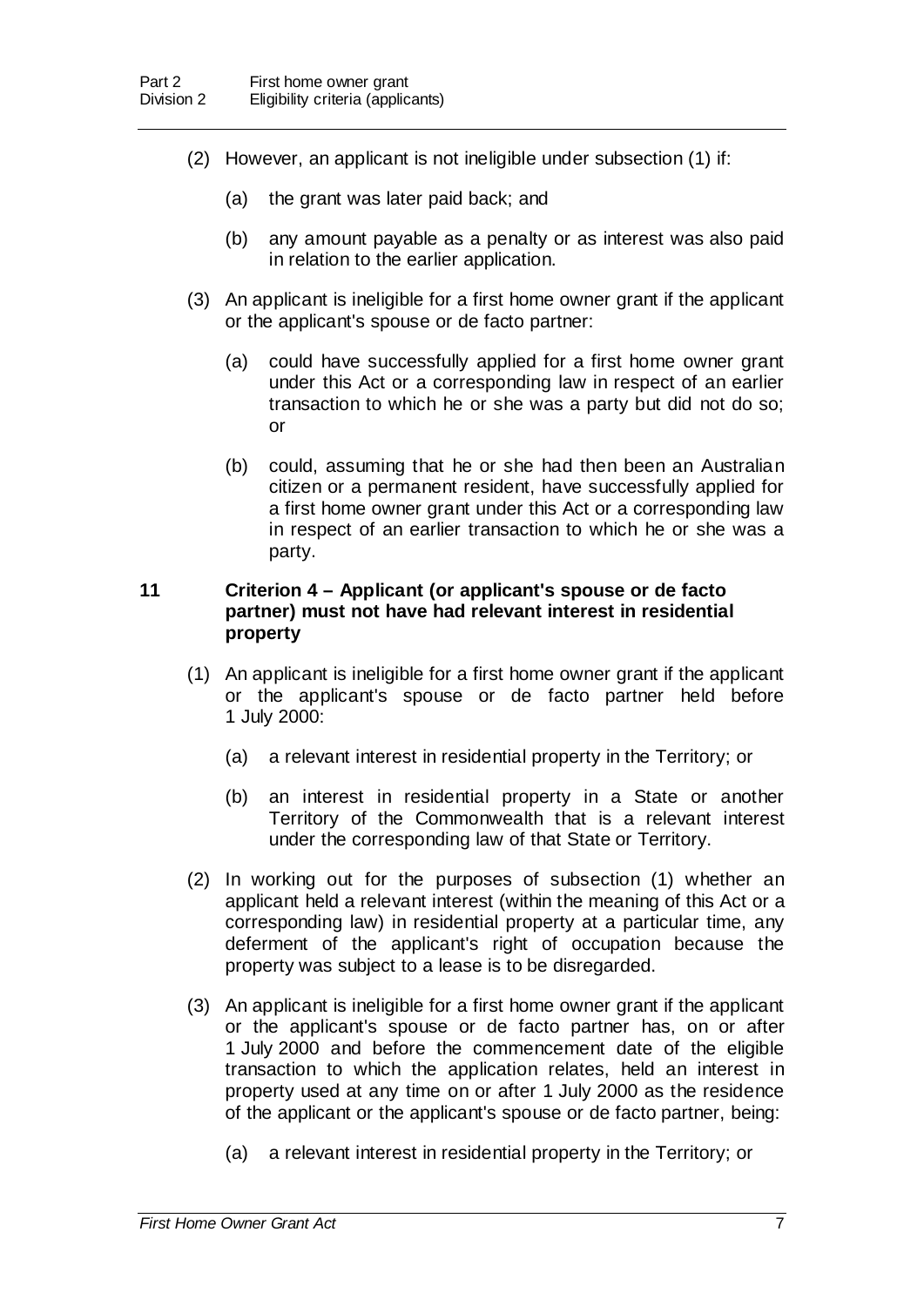(2) However, an applicant is not ineligible under subsection (1) if:

(a) the grant was later paid back; and

(b) any amount payable as a penalty or as interest was also paid in relation to the earlier application.

(3) An applicant is ineligible for a first home owner grant if the applicant or the applicant's spouse or de facto partner:

(a) could have successfully applied for a first home owner grant under this Act or a corresponding law in respect of an earlier transaction to which he or she was a party but did not do so; or

(b) could, assuming that he or she had then been an Australian citizen or a permanent resident, have successfully applied for a first home owner grant under this Act or a corresponding law in respect of an earlier transaction to which he or she was a party.

### 11 Criterion 4 – Applicant (or applicant's spouse or de facto partner) must not have had relevant interest in residential property

(1) An applicant is ineligible for a first home owner grant if the applicant or the applicant's spouse or de facto partner held before 1 July 2000:

(a) a relevant interest in residential property in the Territory; or

(b) an interest in residential property in a State or another Territory of the Commonwealth that is a relevant interest under the corresponding law of that State or Territory.

(2) In working out for the purposes of subsection (1) whether an applicant held a relevant interest (within the meaning of this Act or a corresponding law) in residential property at a particular time, any deferment of the applicant's right of occupation because the property was subject to a lease is to be disregarded.

(3) An applicant is ineligible for a first home owner grant if the applicant or the applicant's spouse or de facto partner has, on or after 1 July 2000 and before the commencement date of the eligible transaction to which the application relates, held an interest in property used at any time on or after 1 July 2000 as the residence of the applicant or the applicant's spouse or de facto partner, being:

(a) a relevant interest in residential property in the Territory; or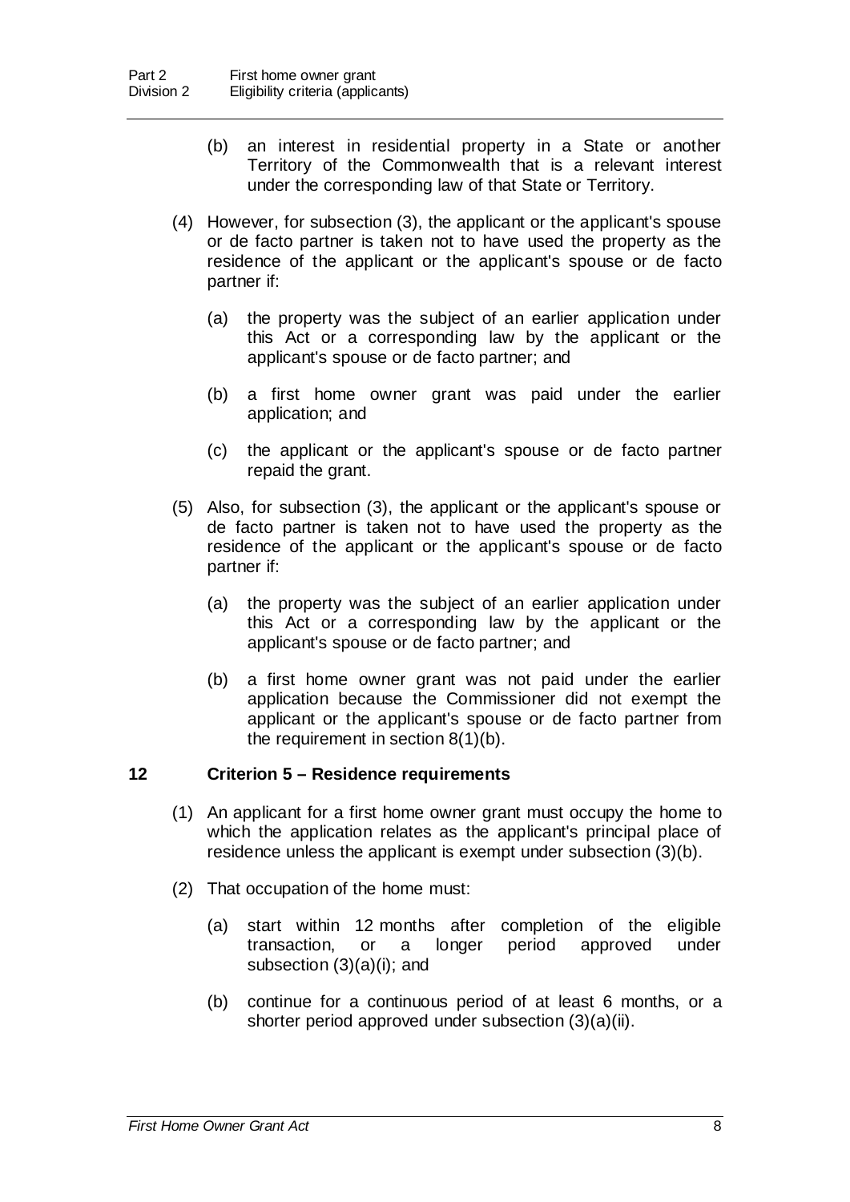(b) an interest in residential property in a State or another Territory of the Commonwealth that is a relevant interest under the corresponding law of that State or Territory.

(4) However, for subsection (3), the applicant or the applicant's spouse or de facto partner is taken not to have used the property as the residence of the applicant or the applicant's spouse or de facto partner if:

(a) the property was the subject of an earlier application under this Act or a corresponding law by the applicant or the applicant's spouse or de facto partner; and

(b) a first home owner grant was paid under the earlier application; and

(c) the applicant or the applicant's spouse or de facto partner repaid the grant.

(5) Also, for subsection (3), the applicant or the applicant's spouse or de facto partner is taken not to have used the property as the residence of the applicant or the applicant's spouse or de facto partner if:

(a) the property was the subject of an earlier application under this Act or a corresponding law by the applicant or the applicant's spouse or de facto partner; and

(b) a first home owner grant was not paid under the earlier application because the Commissioner did not exempt the applicant or the applicant's spouse or de facto partner from the requirement in section 8(1)(b).

### 12 Criterion 5 – Residence requirements

(1) An applicant for a first home owner grant must occupy the home to which the application relates as the applicant's principal place of residence unless the applicant is exempt under subsection (3)(b).

(2) That occupation of the home must:

(a) start within 12 months after completion of the eligible transaction, or a longer period approved under subsection (3)(a)(i); and

(b) continue for a continuous period of at least 6 months, or a shorter period approved under subsection (3)(a)(ii).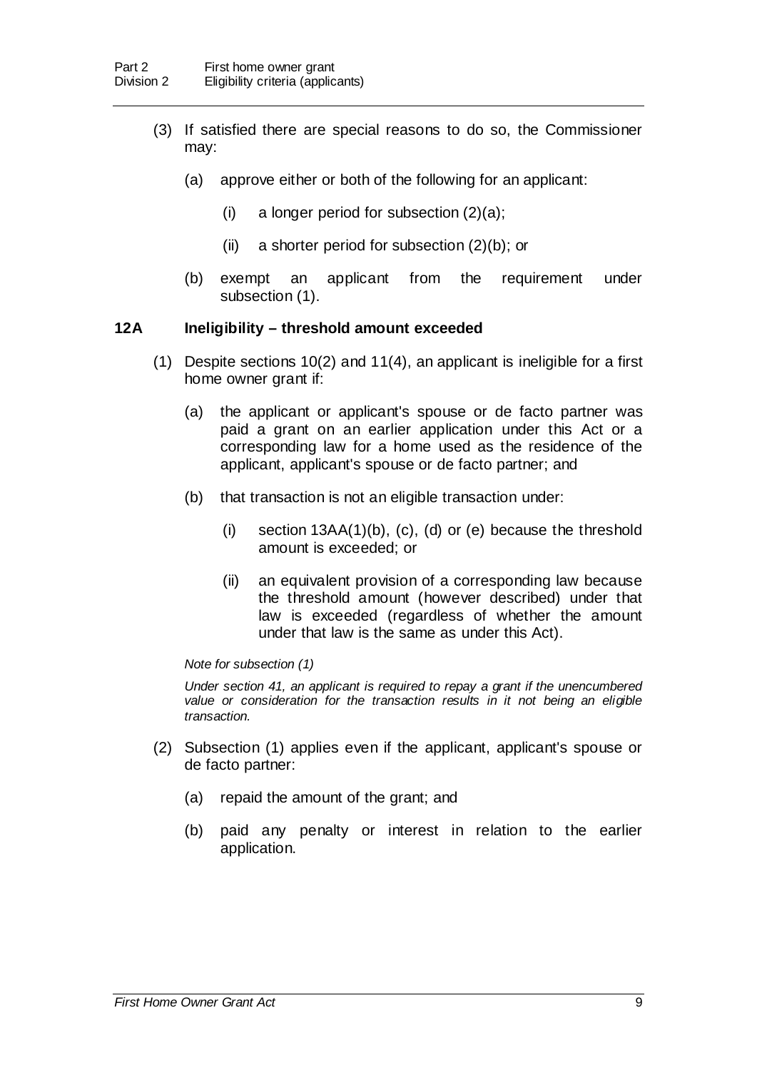(3) If satisfied there are special reasons to do so, the Commissioner may:

(a) approve either or both of the following for an applicant:

(i) a longer period for subsection (2)(a);

(ii) a shorter period for subsection (2)(b); or

(b) exempt an applicant from the requirement under subsection (1).

### 12A Ineligibility – threshold amount exceeded

(1) Despite sections 10(2) and 11(4), an applicant is ineligible for a first home owner grant if:

(a) the applicant or applicant's spouse or de facto partner was paid a grant on an earlier application under this Act or a corresponding law for a home used as the residence of the applicant, applicant's spouse or de facto partner; and

(b) that transaction is not an eligible transaction under:

(i) section 13AA(1)(b), (c), (d) or (e) because the threshold amount is exceeded; or

(ii) an equivalent provision of a corresponding law because the threshold amount (however described) under that law is exceeded (regardless of whether the amount under that law is the same as under this Act).

*Note for subsection (1)*

*Under section 41, an applicant is required to repay a grant if the unencumbered value or consideration for the transaction results in it not being an eligible transaction.*

(2) Subsection (1) applies even if the applicant, applicant's spouse or de facto partner:

(a) repaid the amount of the grant; and

(b) paid any penalty or interest in relation to the earlier application.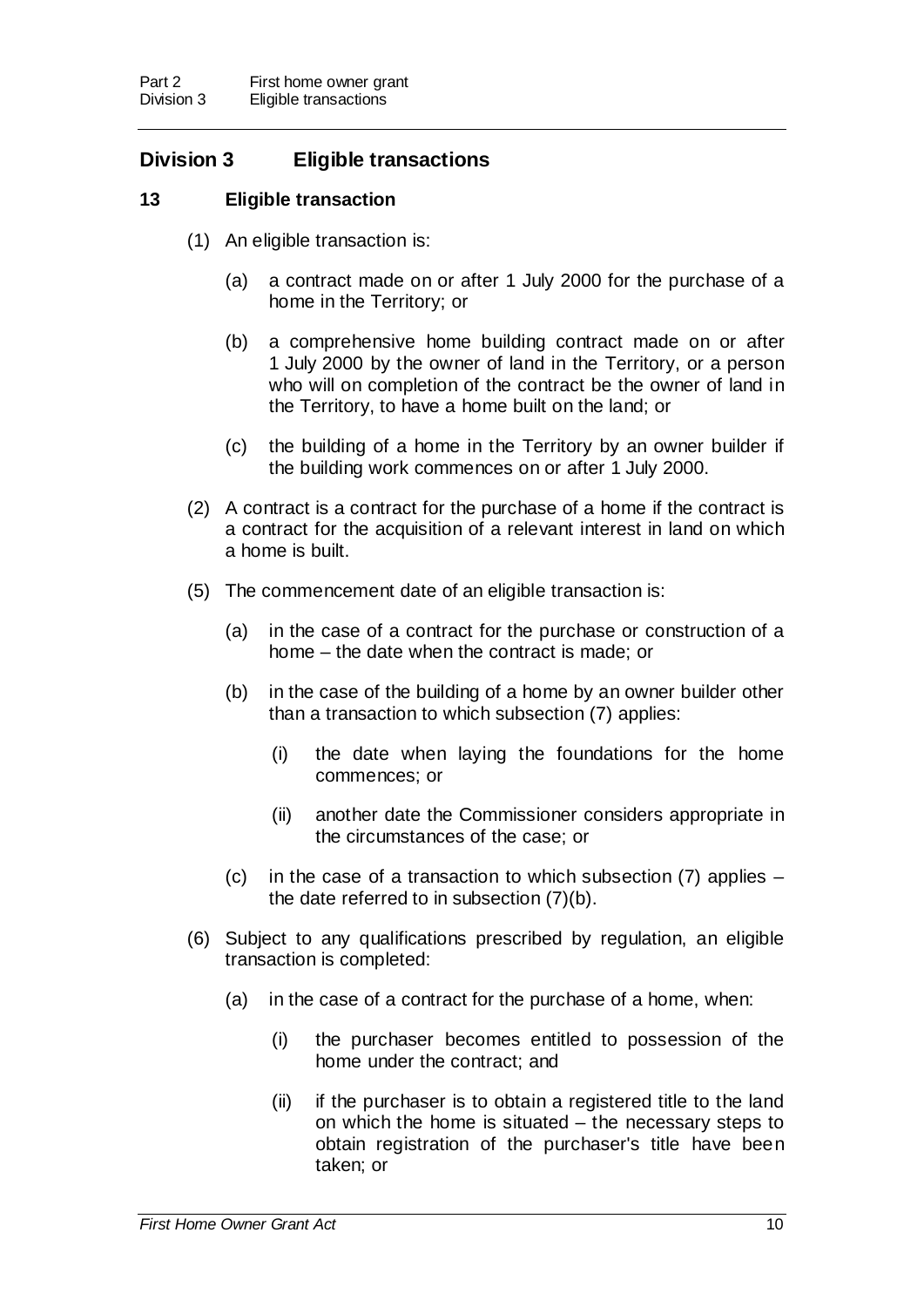## Division 3 Eligible transactions

### 13 Eligible transaction

(1) An eligible transaction is:

(a) a contract made on or after 1 July 2000 for the purchase of a home in the Territory; or

(b) a comprehensive home building contract made on or after 1 July 2000 by the owner of land in the Territory, or a person who will on completion of the contract be the owner of land in the Territory, to have a home built on the land; or

(c) the building of a home in the Territory by an owner builder if the building work commences on or after 1 July 2000.

(2) A contract is a contract for the purchase of a home if the contract is a contract for the acquisition of a relevant interest in land on which a home is built.

(5) The commencement date of an eligible transaction is:

(a) in the case of a contract for the purchase or construction of a home – the date when the contract is made; or

(b) in the case of the building of a home by an owner builder other than a transaction to which subsection (7) applies:

(i) the date when laying the foundations for the home commences; or

(ii) another date the Commissioner considers appropriate in the circumstances of the case; or

(c) in the case of a transaction to which subsection (7) applies – the date referred to in subsection (7)(b).

(6) Subject to any qualifications prescribed by regulation, an eligible transaction is completed:

(a) in the case of a contract for the purchase of a home, when:

(i) the purchaser becomes entitled to possession of the home under the contract; and

(ii) if the purchaser is to obtain a registered title to the land on which the home is situated – the necessary steps to obtain registration of the purchaser's title have been taken; or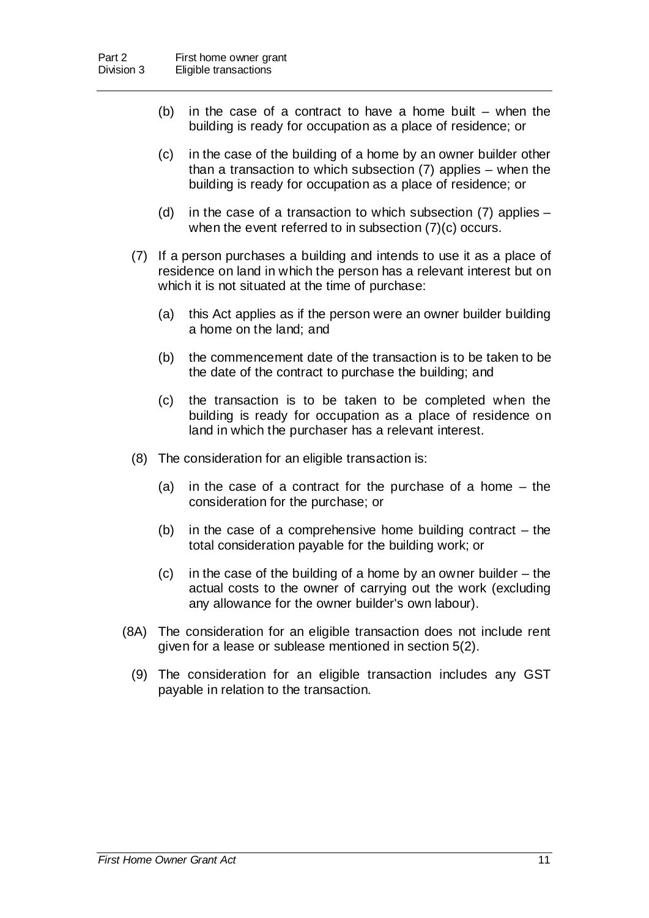(b) in the case of a contract to have a home built – when the building is ready for occupation as a place of residence; or

(c) in the case of the building of a home by an owner builder other than a transaction to which subsection (7) applies – when the building is ready for occupation as a place of residence; or

(d) in the case of a transaction to which subsection (7) applies – when the event referred to in subsection (7)(c) occurs.

(7) If a person purchases a building and intends to use it as a place of residence on land in which the person has a relevant interest but on which it is not situated at the time of purchase:

(a) this Act applies as if the person were an owner builder building a home on the land; and

(b) the commencement date of the transaction is to be taken to be the date of the contract to purchase the building; and

(c) the transaction is to be taken to be completed when the building is ready for occupation as a place of residence on land in which the purchaser has a relevant interest.

(8) The consideration for an eligible transaction is:

(a) in the case of a contract for the purchase of a home – the consideration for the purchase; or

(b) in the case of a comprehensive home building contract – the total consideration payable for the building work; or

(c) in the case of the building of a home by an owner builder – the actual costs to the owner of carrying out the work (excluding any allowance for the owner builder's own labour).

(8A) The consideration for an eligible transaction does not include rent given for a lease or sublease mentioned in section 5(2).

(9) The consideration for an eligible transaction includes any GST payable in relation to the transaction.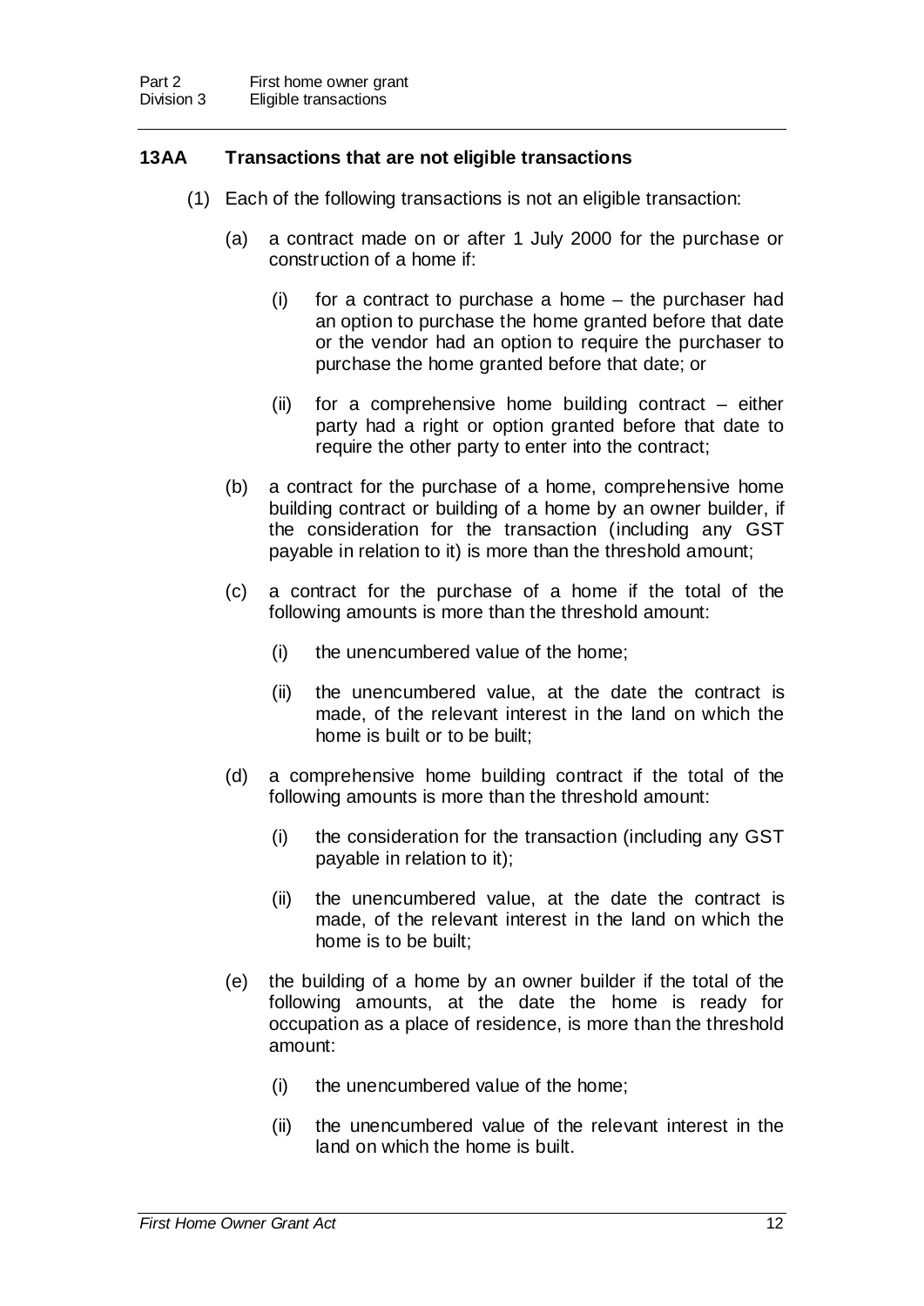### 13AA Transactions that are not eligible transactions

(1) Each of the following transactions is not an eligible transaction:

(a) a contract made on or after 1 July 2000 for the purchase or construction of a home if:

(i) for a contract to purchase a home – the purchaser had an option to purchase the home granted before that date or the vendor had an option to require the purchaser to purchase the home granted before that date; or

(ii) for a comprehensive home building contract – either party had a right or option granted before that date to require the other party to enter into the contract;

(b) a contract for the purchase of a home, comprehensive home building contract or building of a home by an owner builder, if the consideration for the transaction (including any GST payable in relation to it) is more than the threshold amount;

(c) a contract for the purchase of a home if the total of the following amounts is more than the threshold amount:

(i) the unencumbered value of the home;

(ii) the unencumbered value, at the date the contract is made, of the relevant interest in the land on which the home is built or to be built;

(d) a comprehensive home building contract if the total of the following amounts is more than the threshold amount:

(i) the consideration for the transaction (including any GST payable in relation to it);

(ii) the unencumbered value, at the date the contract is made, of the relevant interest in the land on which the home is to be built;

(e) the building of a home by an owner builder if the total of the following amounts, at the date the home is ready for occupation as a place of residence, is more than the threshold amount:

(i) the unencumbered value of the home;

(ii) the unencumbered value of the relevant interest in the land on which the home is built.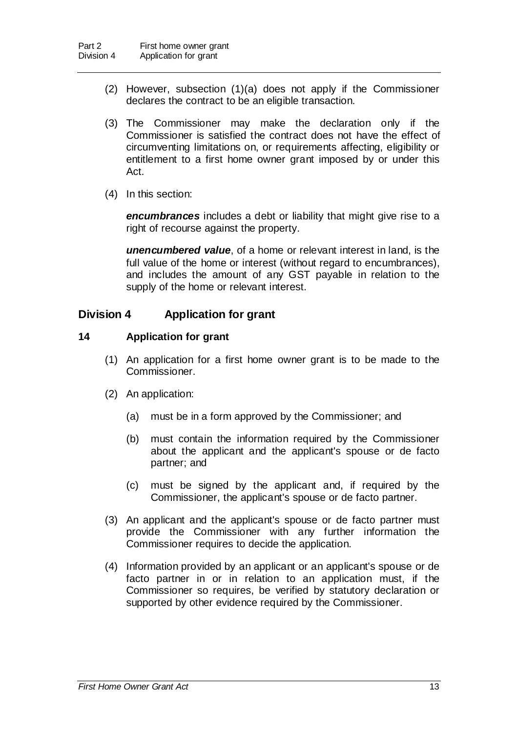(2) However, subsection (1)(a) does not apply if the Commissioner declares the contract to be an eligible transaction.

(3) The Commissioner may make the declaration only if the Commissioner is satisfied the contract does not have the effect of circumventing limitations on, or requirements affecting, eligibility or entitlement to a first home owner grant imposed by or under this Act.

(4) In this section:

***encumbrances*** includes a debt or liability that might give rise to a right of recourse against the property.

***unencumbered value***, of a home or relevant interest in land, is the full value of the home or interest (without regard to encumbrances), and includes the amount of any GST payable in relation to the supply of the home or relevant interest.

## Division 4 Application for grant

### 14 Application for grant

(1) An application for a first home owner grant is to be made to the Commissioner.

(2) An application:

(a) must be in a form approved by the Commissioner; and

(b) must contain the information required by the Commissioner about the applicant and the applicant's spouse or de facto partner; and

(c) must be signed by the applicant and, if required by the Commissioner, the applicant's spouse or de facto partner.

(3) An applicant and the applicant's spouse or de facto partner must provide the Commissioner with any further information the Commissioner requires to decide the application.

(4) Information provided by an applicant or an applicant's spouse or de facto partner in or in relation to an application must, if the Commissioner so requires, be verified by statutory declaration or supported by other evidence required by the Commissioner.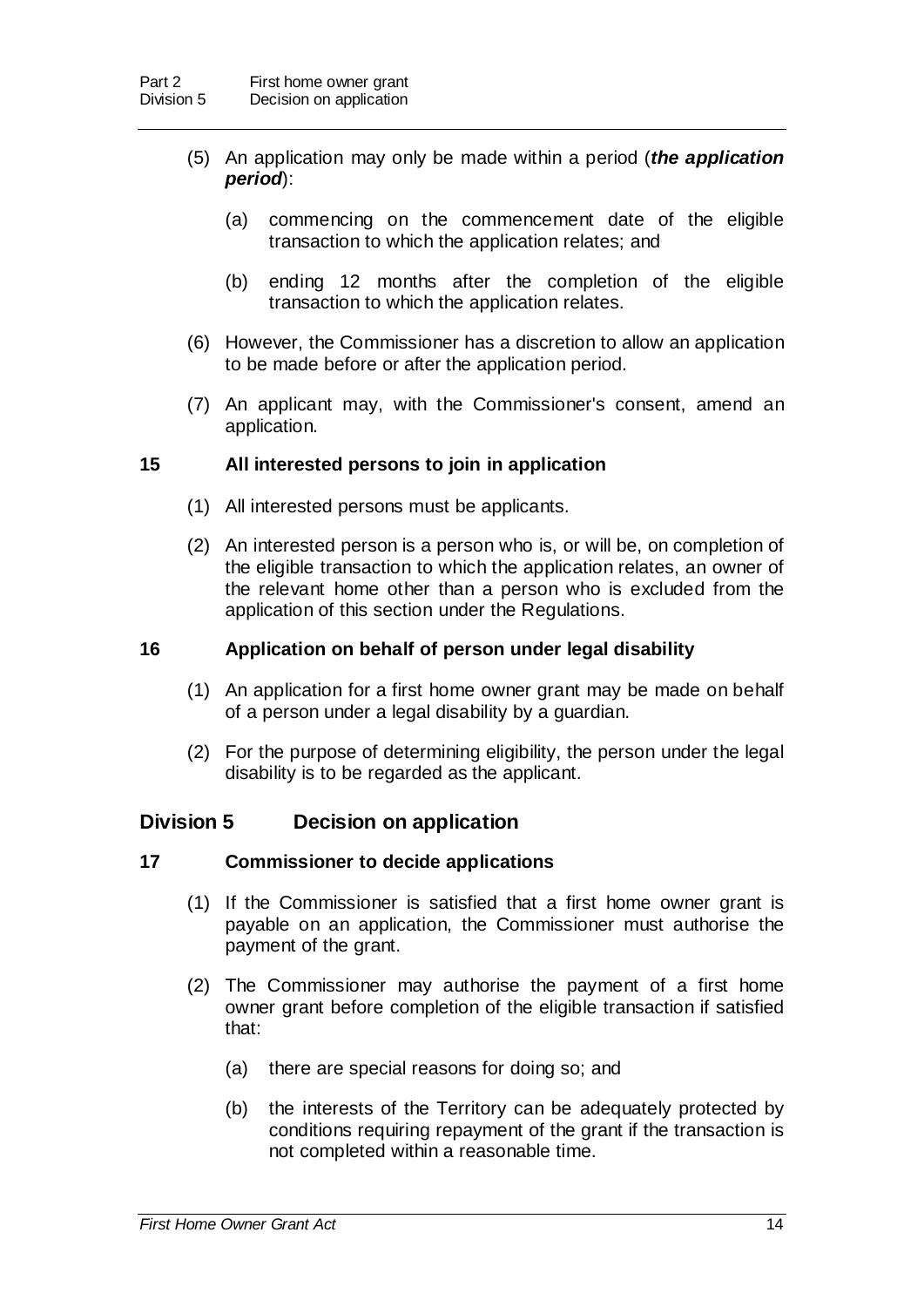(5) An application may only be made within a period (***the application period***):

(a) commencing on the commencement date of the eligible transaction to which the application relates; and

(b) ending 12 months after the completion of the eligible transaction to which the application relates.

(6) However, the Commissioner has a discretion to allow an application to be made before or after the application period.

(7) An applicant may, with the Commissioner's consent, amend an application.

### 15 All interested persons to join in application

(1) All interested persons must be applicants.

(2) An interested person is a person who is, or will be, on completion of the eligible transaction to which the application relates, an owner of the relevant home other than a person who is excluded from the application of this section under the Regulations.

### 16 Application on behalf of person under legal disability

(1) An application for a first home owner grant may be made on behalf of a person under a legal disability by a guardian.

(2) For the purpose of determining eligibility, the person under the legal disability is to be regarded as the applicant.

## Division 5 Decision on application

### 17 Commissioner to decide applications

(1) If the Commissioner is satisfied that a first home owner grant is payable on an application, the Commissioner must authorise the payment of the grant.

(2) The Commissioner may authorise the payment of a first home owner grant before completion of the eligible transaction if satisfied that:

(a) there are special reasons for doing so; and

(b) the interests of the Territory can be adequately protected by conditions requiring repayment of the grant if the transaction is not completed within a reasonable time.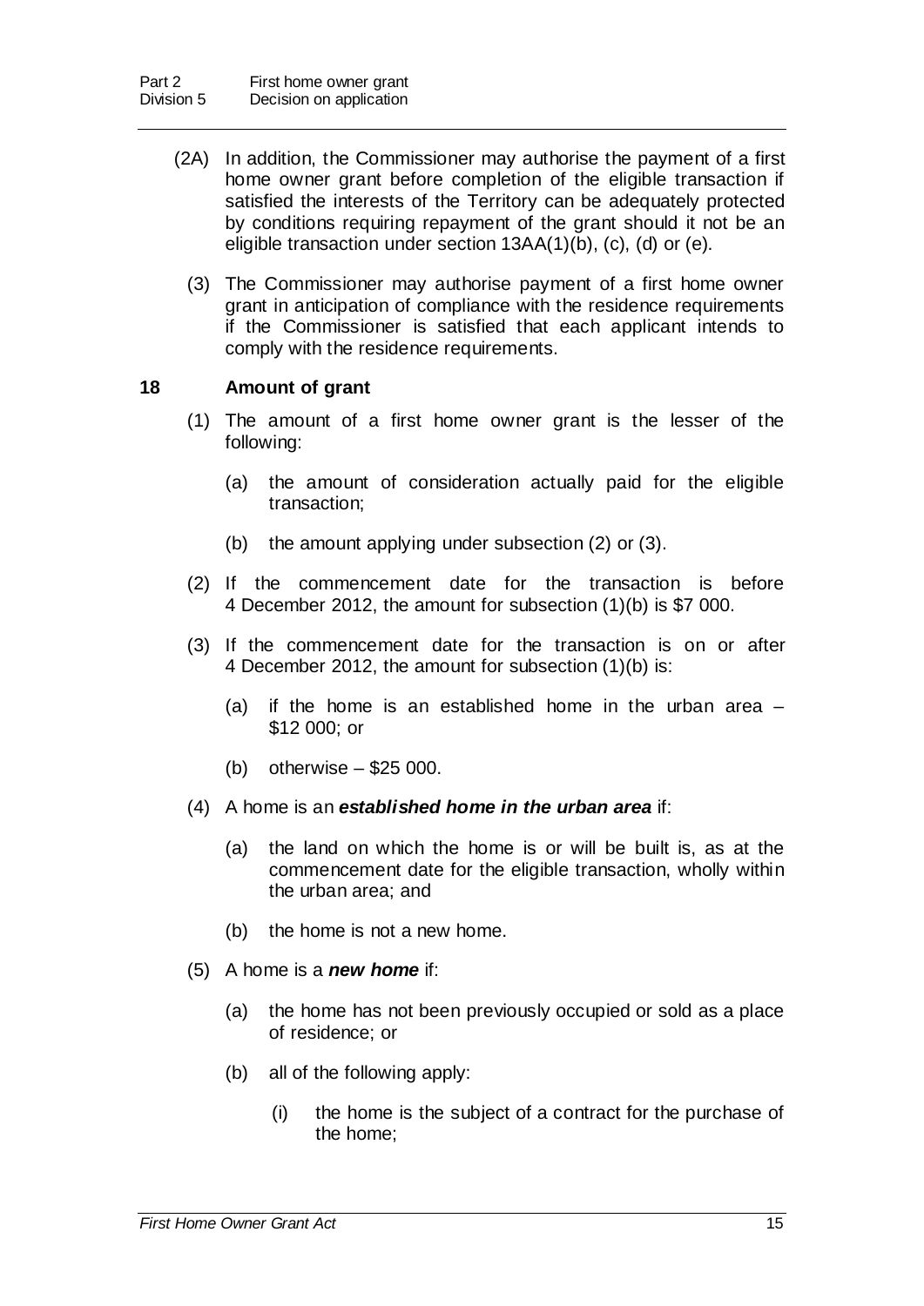(2A) In addition, the Commissioner may authorise the payment of a first home owner grant before completion of the eligible transaction if satisfied the interests of the Territory can be adequately protected by conditions requiring repayment of the grant should it not be an eligible transaction under section 13AA(1)(b), (c), (d) or (e).

(3) The Commissioner may authorise payment of a first home owner grant in anticipation of compliance with the residence requirements if the Commissioner is satisfied that each applicant intends to comply with the residence requirements.

## 18 Amount of grant

(1) The amount of a first home owner grant is the lesser of the following:

(a) the amount of consideration actually paid for the eligible transaction;

(b) the amount applying under subsection (2) or (3).

(2) If the commencement date for the transaction is before 4 December 2012, the amount for subsection (1)(b) is $7 000.

(3) If the commencement date for the transaction is on or after 4 December 2012, the amount for subsection (1)(b) is:

(a) if the home is an established home in the urban area – $12 000; or

(b) otherwise – $25 000.

(4) A home is an ***established home in the urban area*** if:

(a) the land on which the home is or will be built is, as at the commencement date for the eligible transaction, wholly within the urban area; and

(b) the home is not a new home.

(5) A home is a ***new home*** if:

(a) the home has not been previously occupied or sold as a place of residence; or

(b) all of the following apply:

(i) the home is the subject of a contract for the purchase of the home;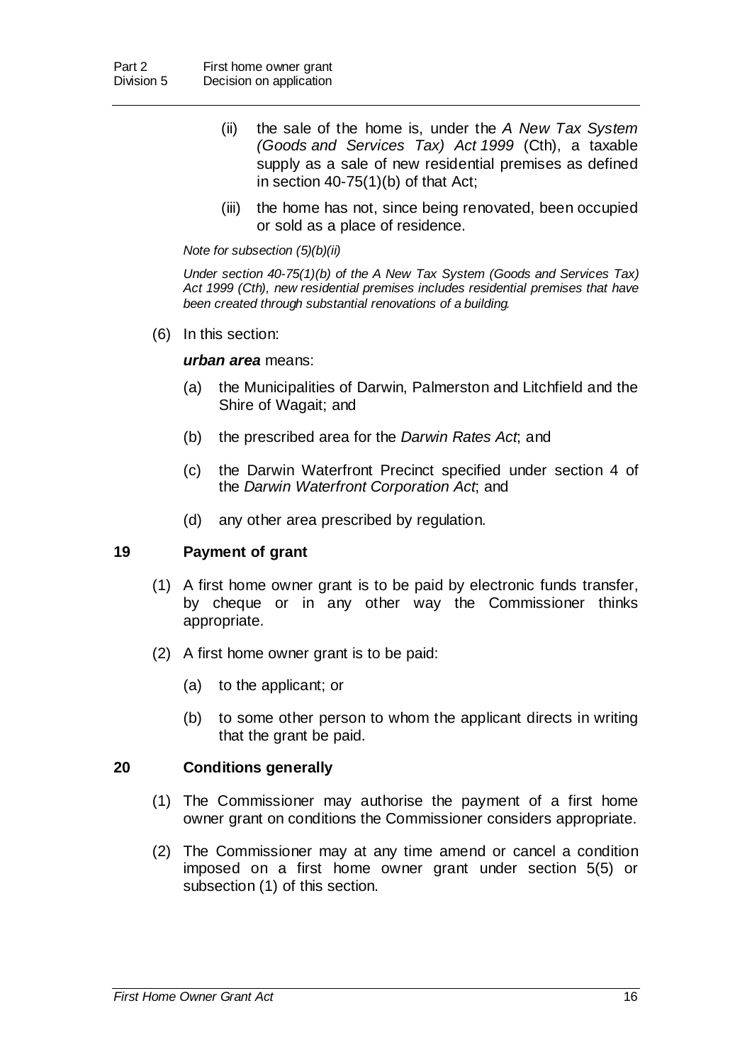(ii) the sale of the home is, under the *A New Tax System (Goods and Services Tax) Act 1999* (Cth), a taxable supply as a sale of new residential premises as defined in section 40-75(1)(b) of that Act;

(iii) the home has not, since being renovated, been occupied or sold as a place of residence.

*Note for subsection (5)(b)(ii)*

*Under section 40-75(1)(b) of the A New Tax System (Goods and Services Tax) Act 1999 (Cth), new residential premises includes residential premises that have been created through substantial renovations of a building.*

(6) In this section:

***urban area*** means:

(a) the Municipalities of Darwin, Palmerston and Litchfield and the Shire of Wagait; and

(b) the prescribed area for the *Darwin Rates Act*; and

(c) the Darwin Waterfront Precinct specified under section 4 of the *Darwin Waterfront Corporation Act*; and

(d) any other area prescribed by regulation.

## 19 Payment of grant

(1) A first home owner grant is to be paid by electronic funds transfer, by cheque or in any other way the Commissioner thinks appropriate.

(2) A first home owner grant is to be paid:

(a) to the applicant; or

(b) to some other person to whom the applicant directs in writing that the grant be paid.

## 20 Conditions generally

(1) The Commissioner may authorise the payment of a first home owner grant on conditions the Commissioner considers appropriate.

(2) The Commissioner may at any time amend or cancel a condition imposed on a first home owner grant under section 5(5) or subsection (1) of this section.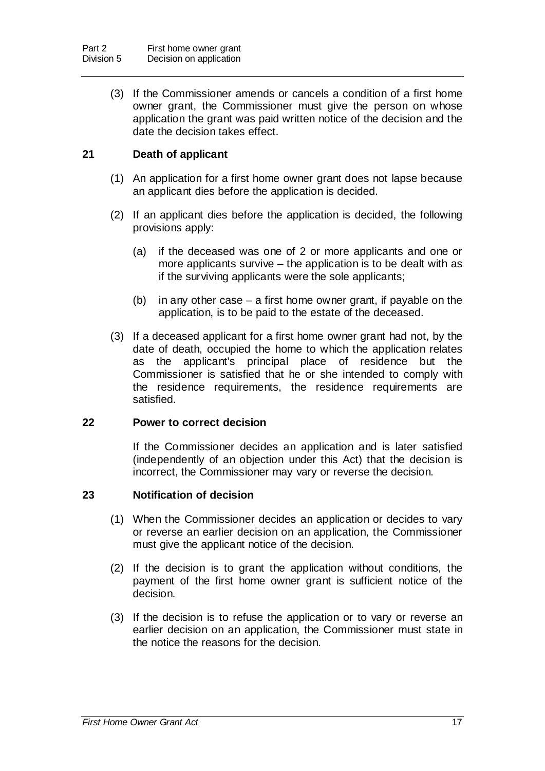(3) If the Commissioner amends or cancels a condition of a first home owner grant, the Commissioner must give the person on whose application the grant was paid written notice of the decision and the date the decision takes effect.

### 21 Death of applicant

(1) An application for a first home owner grant does not lapse because an applicant dies before the application is decided.

(2) If an applicant dies before the application is decided, the following provisions apply:

(a) if the deceased was one of 2 or more applicants and one or more applicants survive – the application is to be dealt with as if the surviving applicants were the sole applicants;

(b) in any other case – a first home owner grant, if payable on the application, is to be paid to the estate of the deceased.

(3) If a deceased applicant for a first home owner grant had not, by the date of death, occupied the home to which the application relates as the applicant's principal place of residence but the Commissioner is satisfied that he or she intended to comply with the residence requirements, the residence requirements are satisfied.

### 22 Power to correct decision

If the Commissioner decides an application and is later satisfied (independently of an objection under this Act) that the decision is incorrect, the Commissioner may vary or reverse the decision.

### 23 Notification of decision

(1) When the Commissioner decides an application or decides to vary or reverse an earlier decision on an application, the Commissioner must give the applicant notice of the decision.

(2) If the decision is to grant the application without conditions, the payment of the first home owner grant is sufficient notice of the decision.

(3) If the decision is to refuse the application or to vary or reverse an earlier decision on an application, the Commissioner must state in the notice the reasons for the decision.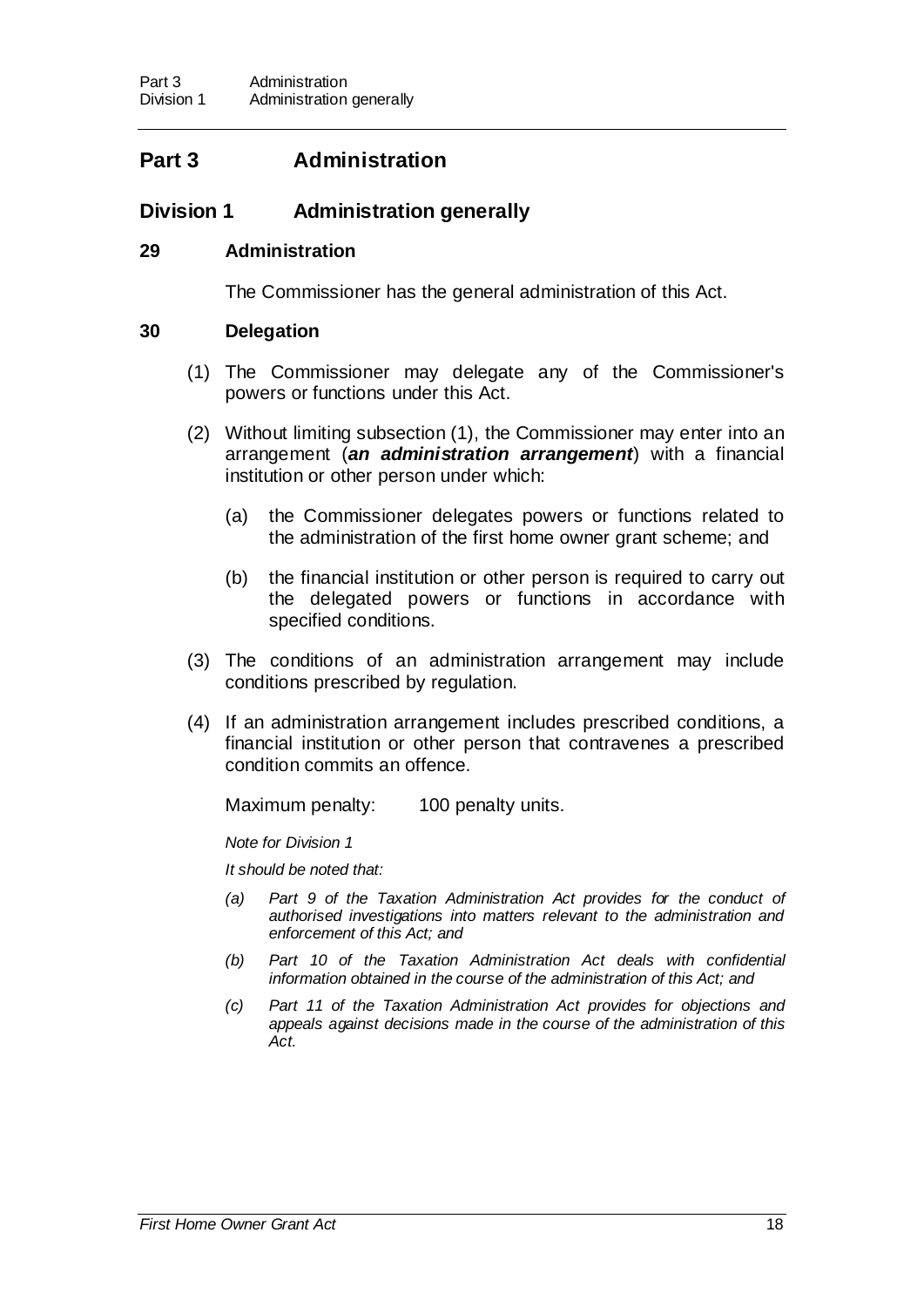# Part 3 Administration

## Division 1 Administration generally

### 29 Administration

The Commissioner has the general administration of this Act.

### 30 Delegation

(1) The Commissioner may delegate any of the Commissioner's powers or functions under this Act.

(2) Without limiting subsection (1), the Commissioner may enter into an arrangement (***an administration arrangement***) with a financial institution or other person under which:

(a) the Commissioner delegates powers or functions related to the administration of the first home owner grant scheme; and

(b) the financial institution or other person is required to carry out the delegated powers or functions in accordance with specified conditions.

(3) The conditions of an administration arrangement may include conditions prescribed by regulation.

(4) If an administration arrangement includes prescribed conditions, a financial institution or other person that contravenes a prescribed condition commits an offence.

Maximum penalty: 100 penalty units.

*Note for Division 1*

*It should be noted that:*

*(a) Part 9 of the Taxation Administration Act provides for the conduct of authorised investigations into matters relevant to the administration and enforcement of this Act; and*

*(b) Part 10 of the Taxation Administration Act deals with confidential information obtained in the course of the administration of this Act; and*

*(c) Part 11 of the Taxation Administration Act provides for objections and appeals against decisions made in the course of the administration of this Act.*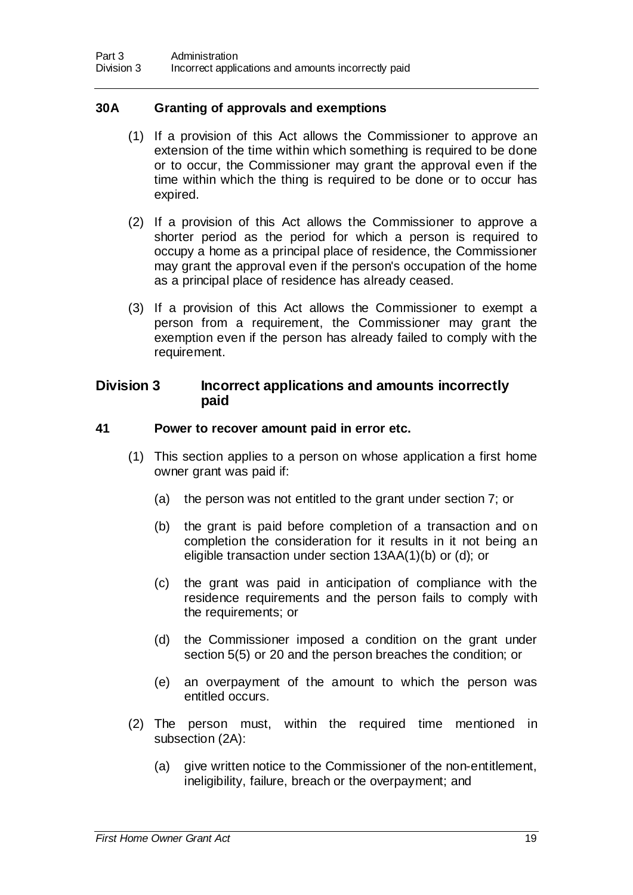### 30A Granting of approvals and exemptions

(1) If a provision of this Act allows the Commissioner to approve an extension of the time within which something is required to be done or to occur, the Commissioner may grant the approval even if the time within which the thing is required to be done or to occur has expired.

(2) If a provision of this Act allows the Commissioner to approve a shorter period as the period for which a person is required to occupy a home as a principal place of residence, the Commissioner may grant the approval even if the person's occupation of the home as a principal place of residence has already ceased.

(3) If a provision of this Act allows the Commissioner to exempt a person from a requirement, the Commissioner may grant the exemption even if the person has already failed to comply with the requirement.

## Division 3 Incorrect applications and amounts incorrectly paid

### 41 Power to recover amount paid in error etc.

(1) This section applies to a person on whose application a first home owner grant was paid if:

- (a) the person was not entitled to the grant under section 7; or
- (b) the grant is paid before completion of a transaction and on completion the consideration for it results in it not being an eligible transaction under section 13AA(1)(b) or (d); or
- (c) the grant was paid in anticipation of compliance with the residence requirements and the person fails to comply with the requirements; or
- (d) the Commissioner imposed a condition on the grant under section 5(5) or 20 and the person breaches the condition; or
- (e) an overpayment of the amount to which the person was entitled occurs.

(2) The person must, within the required time mentioned in subsection (2A):

- (a) give written notice to the Commissioner of the non-entitlement, ineligibility, failure, breach or the overpayment; and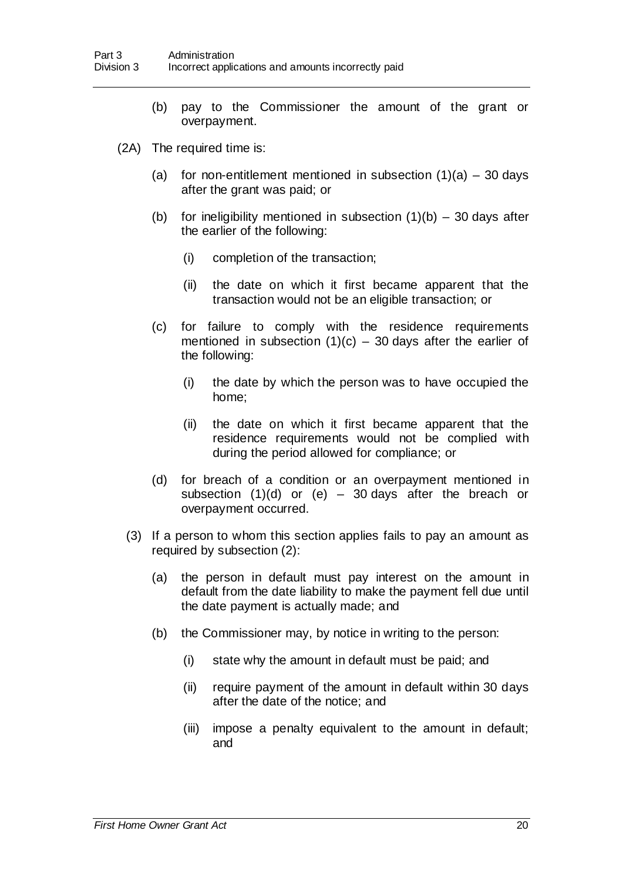(b) pay to the Commissioner the amount of the grant or overpayment.

(2A) The required time is:

(a) for non-entitlement mentioned in subsection (1)(a) – 30 days after the grant was paid; or

(b) for ineligibility mentioned in subsection (1)(b) – 30 days after the earlier of the following:

(i) completion of the transaction;

(ii) the date on which it first became apparent that the transaction would not be an eligible transaction; or

(c) for failure to comply with the residence requirements mentioned in subsection (1)(c) – 30 days after the earlier of the following:

(i) the date by which the person was to have occupied the home;

(ii) the date on which it first became apparent that the residence requirements would not be complied with during the period allowed for compliance; or

(d) for breach of a condition or an overpayment mentioned in subsection (1)(d) or (e) – 30 days after the breach or overpayment occurred.

(3) If a person to whom this section applies fails to pay an amount as required by subsection (2):

(a) the person in default must pay interest on the amount in default from the date liability to make the payment fell due until the date payment is actually made; and

(b) the Commissioner may, by notice in writing to the person:

(i) state why the amount in default must be paid; and

(ii) require payment of the amount in default within 30 days after the date of the notice; and

(iii) impose a penalty equivalent to the amount in default; and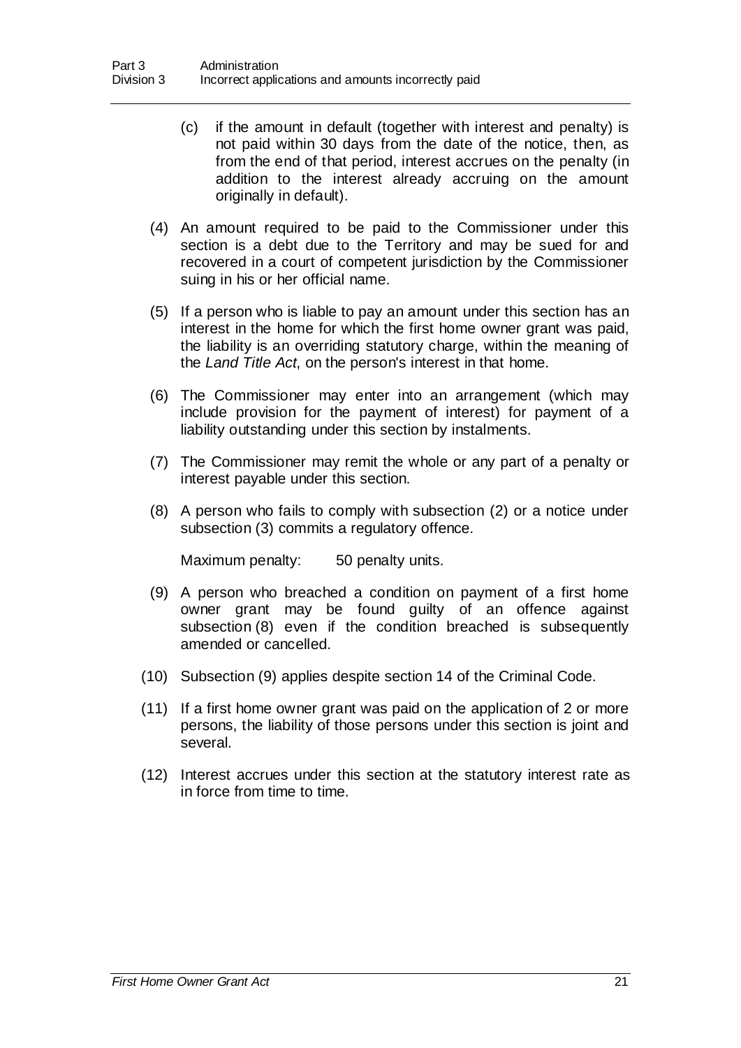(c) if the amount in default (together with interest and penalty) is not paid within 30 days from the date of the notice, then, as from the end of that period, interest accrues on the penalty (in addition to the interest already accruing on the amount originally in default).

(4) An amount required to be paid to the Commissioner under this section is a debt due to the Territory and may be sued for and recovered in a court of competent jurisdiction by the Commissioner suing in his or her official name.

(5) If a person who is liable to pay an amount under this section has an interest in the home for which the first home owner grant was paid, the liability is an overriding statutory charge, within the meaning of the *Land Title Act*, on the person's interest in that home.

(6) The Commissioner may enter into an arrangement (which may include provision for the payment of interest) for payment of a liability outstanding under this section by instalments.

(7) The Commissioner may remit the whole or any part of a penalty or interest payable under this section.

(8) A person who fails to comply with subsection (2) or a notice under subsection (3) commits a regulatory offence.

Maximum penalty: 50 penalty units.

(9) A person who breached a condition on payment of a first home owner grant may be found guilty of an offence against subsection (8) even if the condition breached is subsequently amended or cancelled.

(10) Subsection (9) applies despite section 14 of the Criminal Code.

(11) If a first home owner grant was paid on the application of 2 or more persons, the liability of those persons under this section is joint and several.

(12) Interest accrues under this section at the statutory interest rate as in force from time to time.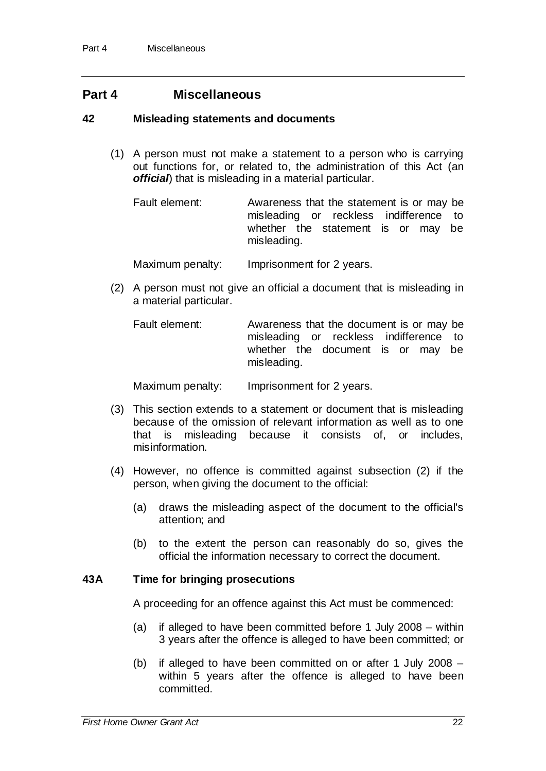## Part 4 Miscellaneous

### 42 Misleading statements and documents

(1) A person must not make a statement to a person who is carrying out functions for, or related to, the administration of this Act (an ***official***) that is misleading in a material particular.

Fault element: Awareness that the statement is or may be misleading or reckless indifference to whether the statement is or may be misleading.

Maximum penalty: Imprisonment for 2 years.

(2) A person must not give an official a document that is misleading in a material particular.

Fault element: Awareness that the document is or may be misleading or reckless indifference to whether the document is or may be misleading.

Maximum penalty: Imprisonment for 2 years.

(3) This section extends to a statement or document that is misleading because of the omission of relevant information as well as to one that is misleading because it consists of, or includes, misinformation.

(4) However, no offence is committed against subsection (2) if the person, when giving the document to the official:

(a) draws the misleading aspect of the document to the official's attention; and

(b) to the extent the person can reasonably do so, gives the official the information necessary to correct the document.

### 43A Time for bringing prosecutions

A proceeding for an offence against this Act must be commenced:

(a) if alleged to have been committed before 1 July 2008 – within 3 years after the offence is alleged to have been committed; or

(b) if alleged to have been committed on or after 1 July 2008 – within 5 years after the offence is alleged to have been committed.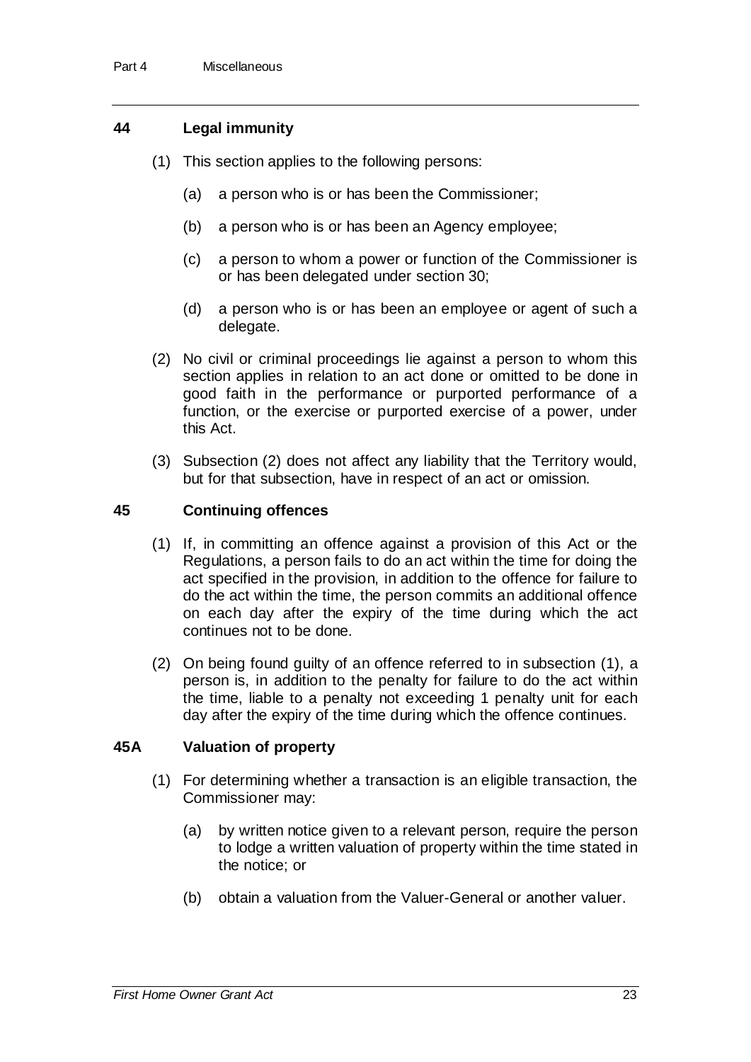## 44 Legal immunity

(1) This section applies to the following persons:

(a) a person who is or has been the Commissioner;

(b) a person who is or has been an Agency employee;

(c) a person to whom a power or function of the Commissioner is or has been delegated under section 30;

(d) a person who is or has been an employee or agent of such a delegate.

(2) No civil or criminal proceedings lie against a person to whom this section applies in relation to an act done or omitted to be done in good faith in the performance or purported performance of a function, or the exercise or purported exercise of a power, under this Act.

(3) Subsection (2) does not affect any liability that the Territory would, but for that subsection, have in respect of an act or omission.

## 45 Continuing offences

(1) If, in committing an offence against a provision of this Act or the Regulations, a person fails to do an act within the time for doing the act specified in the provision, in addition to the offence for failure to do the act within the time, the person commits an additional offence on each day after the expiry of the time during which the act continues not to be done.

(2) On being found guilty of an offence referred to in subsection (1), a person is, in addition to the penalty for failure to do the act within the time, liable to a penalty not exceeding 1 penalty unit for each day after the expiry of the time during which the offence continues.

## 45A Valuation of property

(1) For determining whether a transaction is an eligible transaction, the Commissioner may:

(a) by written notice given to a relevant person, require the person to lodge a written valuation of property within the time stated in the notice; or

(b) obtain a valuation from the Valuer-General or another valuer.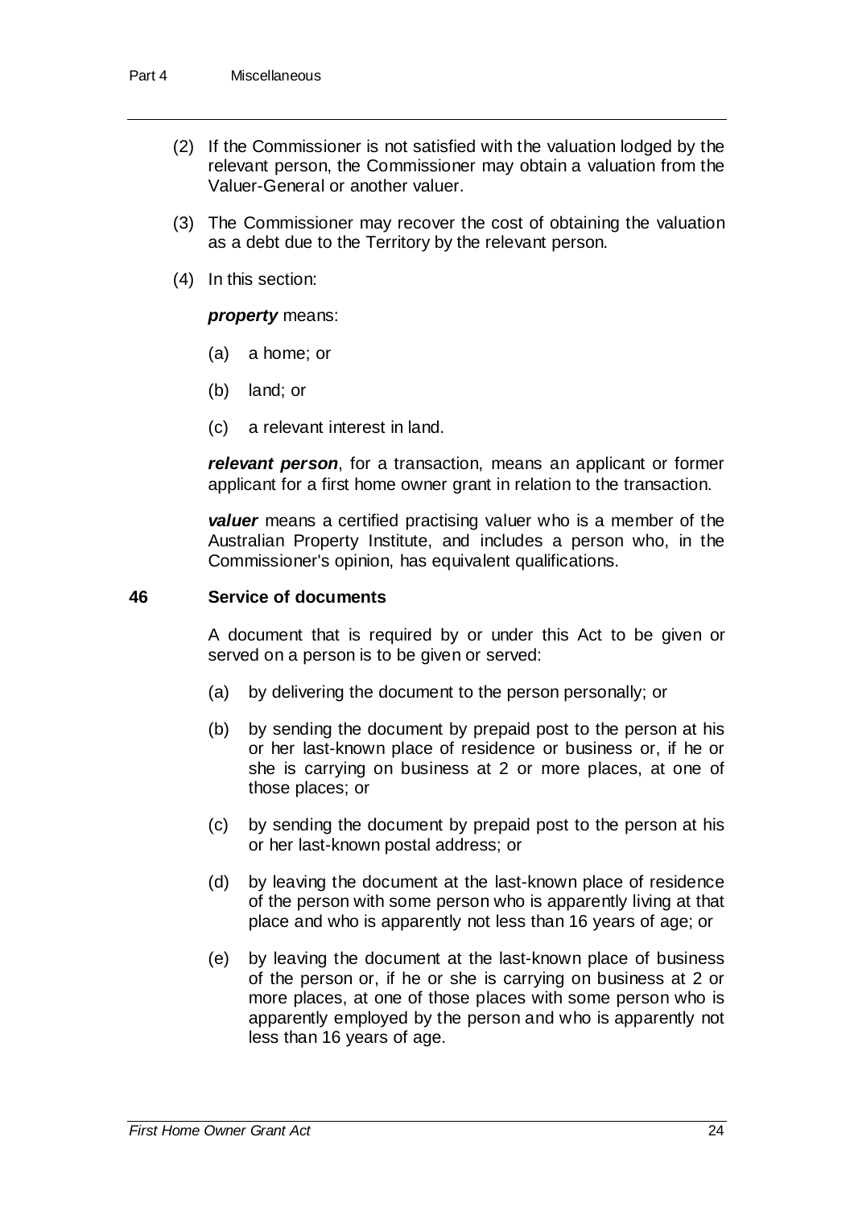(2) If the Commissioner is not satisfied with the valuation lodged by the relevant person, the Commissioner may obtain a valuation from the Valuer-General or another valuer.

(3) The Commissioner may recover the cost of obtaining the valuation as a debt due to the Territory by the relevant person.

(4) In this section:

***property*** means:

(a) a home; or

(b) land; or

(c) a relevant interest in land.

***relevant person***, for a transaction, means an applicant or former applicant for a first home owner grant in relation to the transaction.

***valuer*** means a certified practising valuer who is a member of the Australian Property Institute, and includes a person who, in the Commissioner's opinion, has equivalent qualifications.

### 46 Service of documents

A document that is required by or under this Act to be given or served on a person is to be given or served:

(a) by delivering the document to the person personally; or

(b) by sending the document by prepaid post to the person at his or her last-known place of residence or business or, if he or she is carrying on business at 2 or more places, at one of those places; or

(c) by sending the document by prepaid post to the person at his or her last-known postal address; or

(d) by leaving the document at the last-known place of residence of the person with some person who is apparently living at that place and who is apparently not less than 16 years of age; or

(e) by leaving the document at the last-known place of business of the person or, if he or she is carrying on business at 2 or more places, at one of those places with some person who is apparently employed by the person and who is apparently not less than 16 years of age.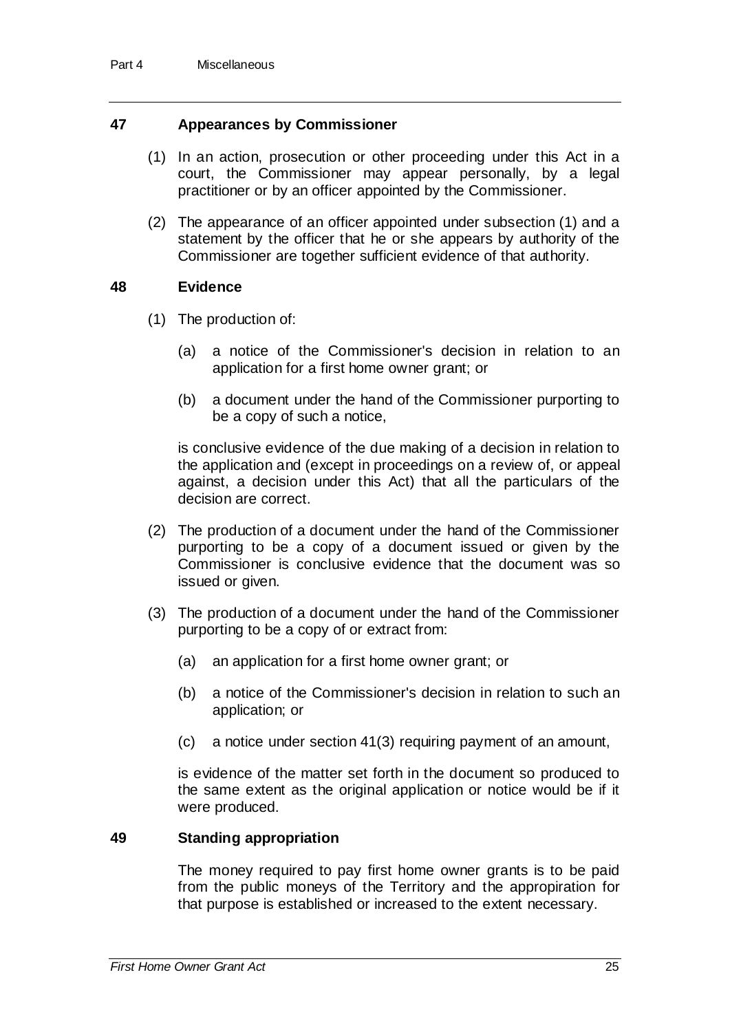## 47 Appearances by Commissioner

(1) In an action, prosecution or other proceeding under this Act in a court, the Commissioner may appear personally, by a legal practitioner or by an officer appointed by the Commissioner.

(2) The appearance of an officer appointed under subsection (1) and a statement by the officer that he or she appears by authority of the Commissioner are together sufficient evidence of that authority.

## 48 Evidence

(1) The production of:

(a) a notice of the Commissioner's decision in relation to an application for a first home owner grant; or

(b) a document under the hand of the Commissioner purporting to be a copy of such a notice,

is conclusive evidence of the due making of a decision in relation to the application and (except in proceedings on a review of, or appeal against, a decision under this Act) that all the particulars of the decision are correct.

(2) The production of a document under the hand of the Commissioner purporting to be a copy of a document issued or given by the Commissioner is conclusive evidence that the document was so issued or given.

(3) The production of a document under the hand of the Commissioner purporting to be a copy of or extract from:

(a) an application for a first home owner grant; or

(b) a notice of the Commissioner's decision in relation to such an application; or

(c) a notice under section 41(3) requiring payment of an amount,

is evidence of the matter set forth in the document so produced to the same extent as the original application or notice would be if it were produced.

## 49 Standing appropriation

The money required to pay first home owner grants is to be paid from the public moneys of the Territory and the appropiration for that purpose is established or increased to the extent necessary.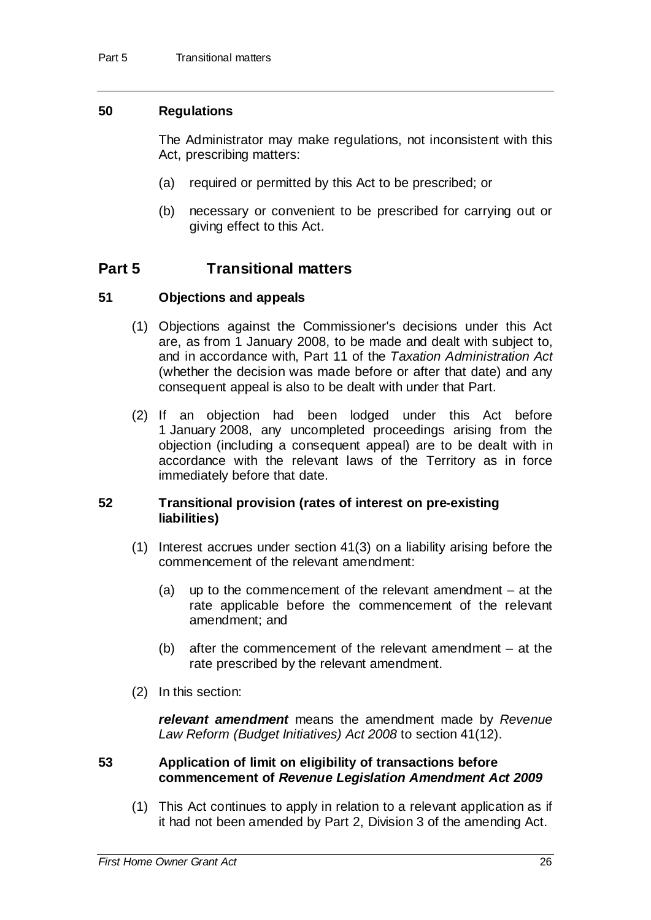### 50 Regulations

The Administrator may make regulations, not inconsistent with this Act, prescribing matters:

(a) required or permitted by this Act to be prescribed; or

(b) necessary or convenient to be prescribed for carrying out or giving effect to this Act.

## Part 5 Transitional matters

### 51 Objections and appeals

(1) Objections against the Commissioner's decisions under this Act are, as from 1 January 2008, to be made and dealt with subject to, and in accordance with, Part 11 of the *Taxation Administration Act* (whether the decision was made before or after that date) and any consequent appeal is also to be dealt with under that Part.

(2) If an objection had been lodged under this Act before 1 January 2008, any uncompleted proceedings arising from the objection (including a consequent appeal) are to be dealt with in accordance with the relevant laws of the Territory as in force immediately before that date.

### 52 Transitional provision (rates of interest on pre-existing liabilities)

(1) Interest accrues under section 41(3) on a liability arising before the commencement of the relevant amendment:

(a) up to the commencement of the relevant amendment – at the rate applicable before the commencement of the relevant amendment; and

(b) after the commencement of the relevant amendment – at the rate prescribed by the relevant amendment.

(2) In this section:

***relevant amendment*** means the amendment made by *Revenue Law Reform (Budget Initiatives) Act 2008* to section 41(12).

### 53 Application of limit on eligibility of transactions before commencement of *Revenue Legislation Amendment Act 2009*

(1) This Act continues to apply in relation to a relevant application as if it had not been amended by Part 2, Division 3 of the amending Act.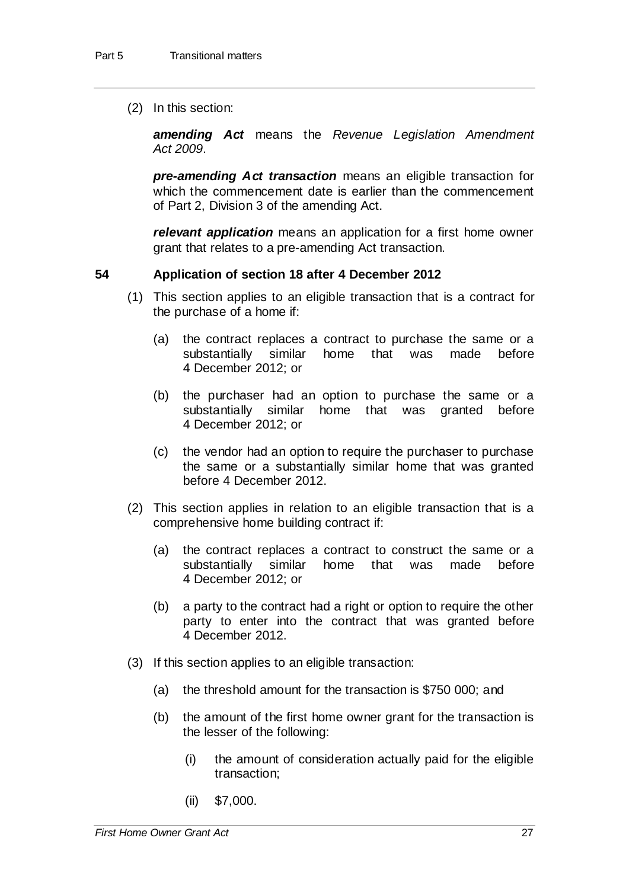(2) In this section:

***amending Act*** means the *Revenue Legislation Amendment Act 2009*.

***pre-amending Act transaction*** means an eligible transaction for which the commencement date is earlier than the commencement of Part 2, Division 3 of the amending Act.

***relevant application*** means an application for a first home owner grant that relates to a pre-amending Act transaction.

### 54 Application of section 18 after 4 December 2012

(1) This section applies to an eligible transaction that is a contract for the purchase of a home if:

- (a) the contract replaces a contract to purchase the same or a substantially similar home that was made before 4 December 2012; or
- (b) the purchaser had an option to purchase the same or a substantially similar home that was granted before 4 December 2012; or
- (c) the vendor had an option to require the purchaser to purchase the same or a substantially similar home that was granted before 4 December 2012.

(2) This section applies in relation to an eligible transaction that is a comprehensive home building contract if:

- (a) the contract replaces a contract to construct the same or a substantially similar home that was made before 4 December 2012; or
- (b) a party to the contract had a right or option to require the other party to enter into the contract that was granted before 4 December 2012.

(3) If this section applies to an eligible transaction:

- (a) the threshold amount for the transaction is $750 000; and
- (b) the amount of the first home owner grant for the transaction is the lesser of the following:
  - (i) the amount of consideration actually paid for the eligible transaction;
  - (ii) $7,000.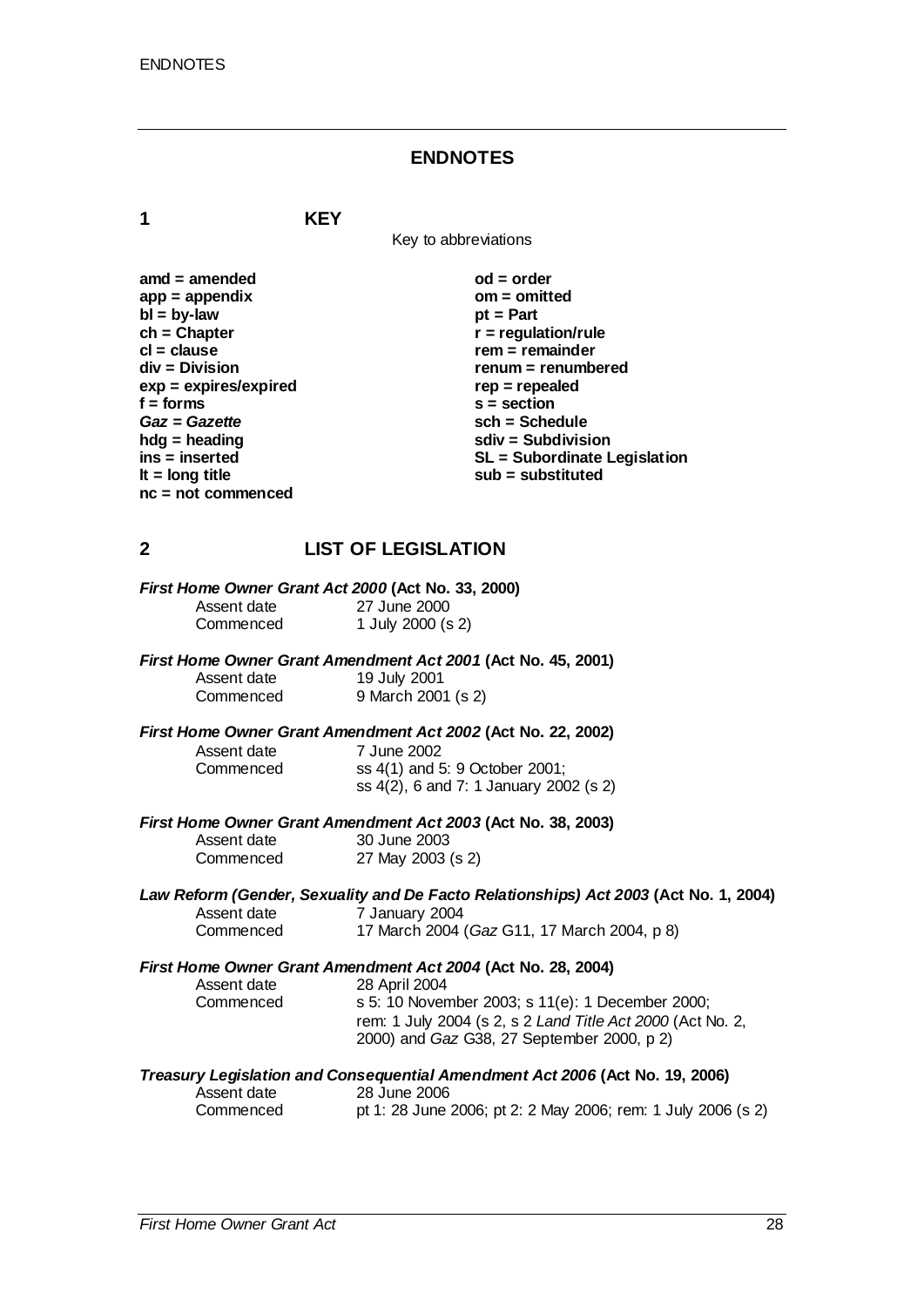# ENDNOTES

## 1 KEY

Key to abbreviations

**amd = amended**
**app = appendix**
**bl = by-law**
**ch = Chapter**
**cl = clause**
**div = Division**
**exp = expires/expired**
**f = forms**
***Gaz* = *Gazette***
**hdg = heading**
**ins = inserted**
**lt = long title**
**nc = not commenced**
**od = order**
**om = omitted**
**pt = Part**
**r = regulation/rule**
**rem = remainder**
**renum = renumbered**
**rep = repealed**
**s = section**
**sch = Schedule**
**sdiv = Subdivision**
**SL = Subordinate Legislation**
**sub = substituted**

## 2 LIST OF LEGISLATION

***First Home Owner Grant Act 2000* (Act No. 33, 2000)**
Assent date 27 June 2000
Commenced 1 July 2000 (s 2)

***First Home Owner Grant Amendment Act 2001* (Act No. 45, 2001)**
Assent date 19 July 2001
Commenced 9 March 2001 (s 2)

***First Home Owner Grant Amendment Act 2002* (Act No. 22, 2002)**
Assent date 7 June 2002
Commenced ss 4(1) and 5: 9 October 2001;
ss 4(2), 6 and 7: 1 January 2002 (s 2)

***First Home Owner Grant Amendment Act 2003* (Act No. 38, 2003)**
Assent date 30 June 2003
Commenced 27 May 2003 (s 2)

***Law Reform (Gender, Sexuality and De Facto Relationships) Act 2003* (Act No. 1, 2004)**
Assent date 7 January 2004
Commenced 17 March 2004 (*Gaz* G11, 17 March 2004, p 8)

***First Home Owner Grant Amendment Act 2004* (Act No. 28, 2004)**
Assent date 28 April 2004
Commenced s 5: 10 November 2003; s 11(e): 1 December 2000;
rem: 1 July 2004 (s 2, s 2 *Land Title Act 2000* (Act No. 2, 2000) and *Gaz* G38, 27 September 2000, p 2)

***Treasury Legislation and Consequential Amendment Act 2006* (Act No. 19, 2006)**
Assent date 28 June 2006
Commenced pt 1: 28 June 2006; pt 2: 2 May 2006; rem: 1 July 2006 (s 2)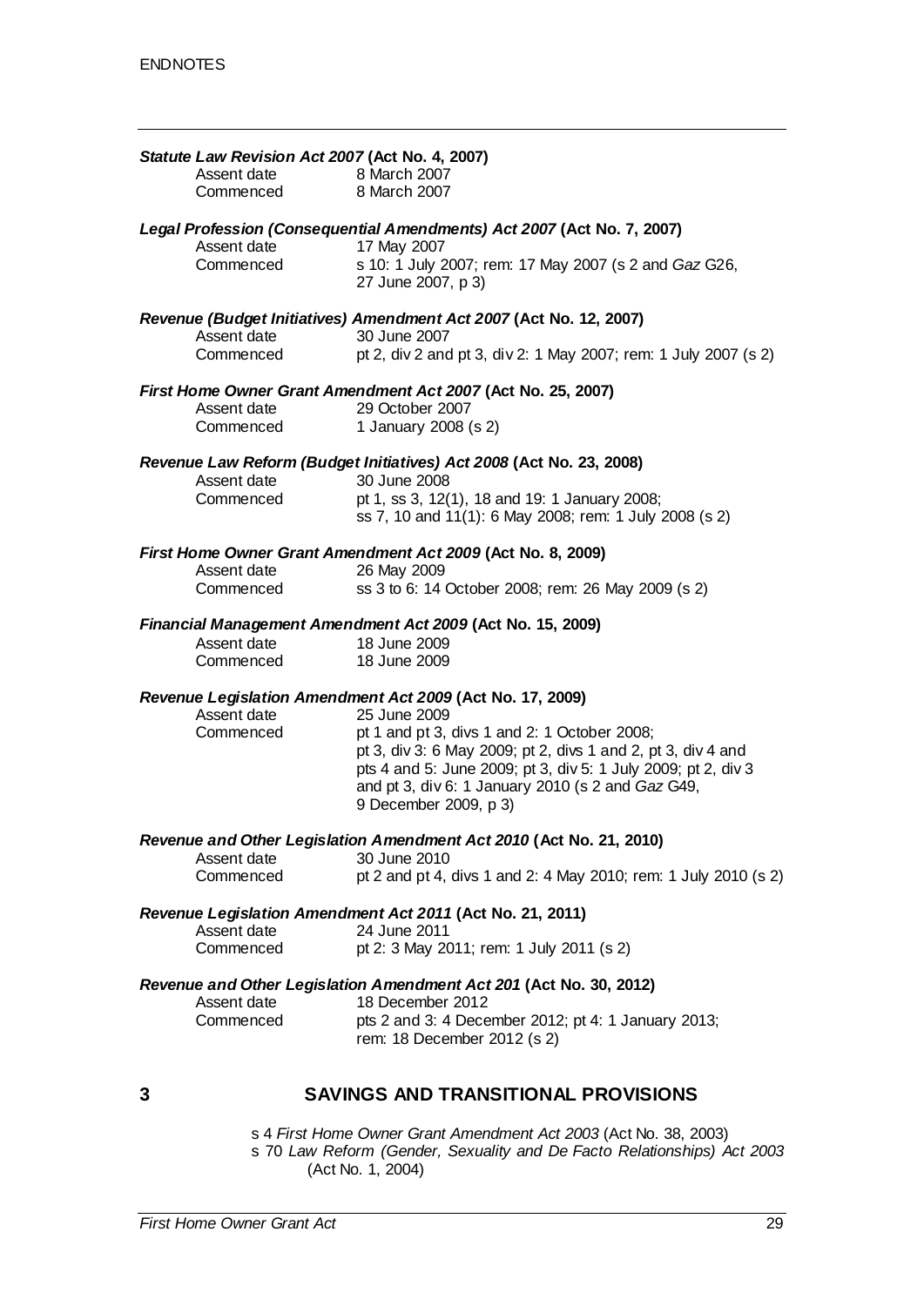***Statute Law Revision Act 2007* (Act No. 4, 2007)**

Assent date 8 March 2007
Commenced 8 March 2007

***Legal Profession (Consequential Amendments) Act 2007* (Act No. 7, 2007)**

Assent date 17 May 2007
Commenced s 10: 1 July 2007; rem: 17 May 2007 (s 2 and *Gaz* G26, 27 June 2007, p 3)

***Revenue (Budget Initiatives) Amendment Act 2007* (Act No. 12, 2007)**

Assent date 30 June 2007
Commenced pt 2, div 2 and pt 3, div 2: 1 May 2007; rem: 1 July 2007 (s 2)

***First Home Owner Grant Amendment Act 2007* (Act No. 25, 2007)**

Assent date 29 October 2007
Commenced 1 January 2008 (s 2)

***Revenue Law Reform (Budget Initiatives) Act 2008* (Act No. 23, 2008)**

Assent date 30 June 2008
Commenced pt 1, ss 3, 12(1), 18 and 19: 1 January 2008; ss 7, 10 and 11(1): 6 May 2008; rem: 1 July 2008 (s 2)

***First Home Owner Grant Amendment Act 2009* (Act No. 8, 2009)**

Assent date 26 May 2009
Commenced ss 3 to 6: 14 October 2008; rem: 26 May 2009 (s 2)

***Financial Management Amendment Act 2009* (Act No. 15, 2009)**

Assent date 18 June 2009
Commenced 18 June 2009

***Revenue Legislation Amendment Act 2009* (Act No. 17, 2009)**

Assent date 25 June 2009
Commenced pt 1 and pt 3, divs 1 and 2: 1 October 2008; pt 3, div 3: 6 May 2009; pt 2, divs 1 and 2, pt 3, div 4 and pts 4 and 5: June 2009; pt 3, div 5: 1 July 2009; pt 2, div 3 and pt 3, div 6: 1 January 2010 (s 2 and *Gaz* G49, 9 December 2009, p 3)

***Revenue and Other Legislation Amendment Act 2010* (Act No. 21, 2010)**

Assent date 30 June 2010
Commenced pt 2 and pt 4, divs 1 and 2: 4 May 2010; rem: 1 July 2010 (s 2)

***Revenue Legislation Amendment Act 2011* (Act No. 21, 2011)**

Assent date 24 June 2011
Commenced pt 2: 3 May 2011; rem: 1 July 2011 (s 2)

***Revenue and Other Legislation Amendment Act 201* (Act No. 30, 2012)**

Assent date 18 December 2012
Commenced pts 2 and 3: 4 December 2012; pt 4: 1 January 2013; rem: 18 December 2012 (s 2)

## 3 SAVINGS AND TRANSITIONAL PROVISIONS

s 4 *First Home Owner Grant Amendment Act 2003* (Act No. 38, 2003)
s 70 *Law Reform (Gender, Sexuality and De Facto Relationships) Act 2003* (Act No. 1, 2004)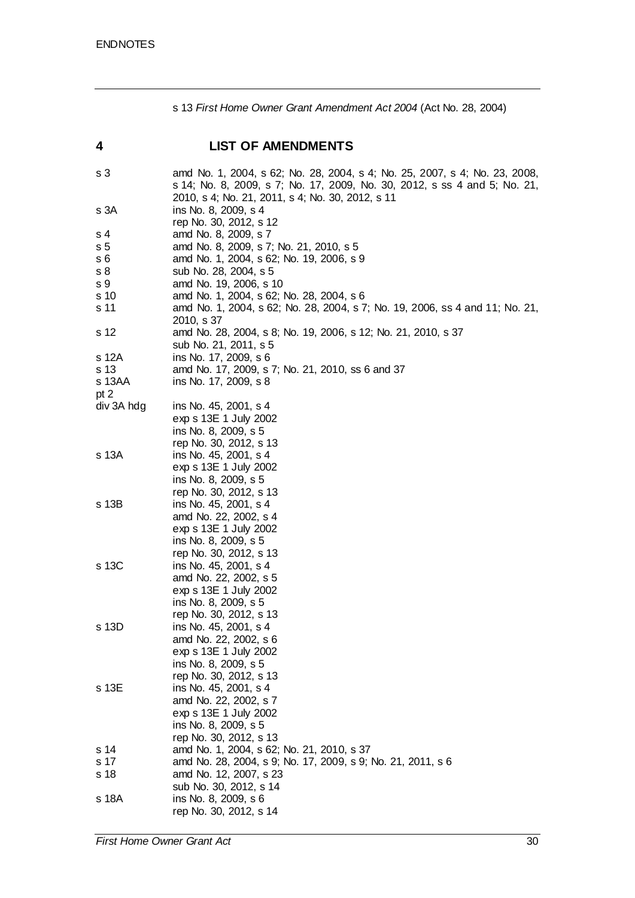s 13 *First Home Owner Grant Amendment Act 2004* (Act No. 28, 2004)

## 4 LIST OF AMENDMENTS

| | |
|---|---|
| s 3 | amd No. 1, 2004, s 62; No. 28, 2004, s 4; No. 25, 2007, s 4; No. 23, 2008, s 14; No. 8, 2009, s 7; No. 17, 2009, No. 30, 2012, s ss 4 and 5; No. 21, 2010, s 4; No. 21, 2011, s 4; No. 30, 2012, s 11 |
| s 3A | ins No. 8, 2009, s 4 |
| | rep No. 30, 2012, s 12 |
| s 4 | amd No. 8, 2009, s 7 |
| s 5 | amd No. 8, 2009, s 7; No. 21, 2010, s 5 |
| s 6 | amd No. 1, 2004, s 62; No. 19, 2006, s 9 |
| s 8 | sub No. 28, 2004, s 5 |
| s 9 | amd No. 19, 2006, s 10 |
| s 10 | amd No. 1, 2004, s 62; No. 28, 2004, s 6 |
| s 11 | amd No. 1, 2004, s 62; No. 28, 2004, s 7; No. 19, 2006, ss 4 and 11; No. 21, 2010, s 37 |
| s 12 | amd No. 28, 2004, s 8; No. 19, 2006, s 12; No. 21, 2010, s 37 |
| | sub No. 21, 2011, s 5 |
| s 12A | ins No. 17, 2009, s 6 |
| s 13 | amd No. 17, 2009, s 7; No. 21, 2010, ss 6 and 37 |
| s 13AA | ins No. 17, 2009, s 8 |
| pt 2 | |
| div 3A hdg | ins No. 45, 2001, s 4 |
| | exp s 13E 1 July 2002 |
| | ins No. 8, 2009, s 5 |
| | rep No. 30, 2012, s 13 |
| s 13A | ins No. 45, 2001, s 4 |
| | exp s 13E 1 July 2002 |
| | ins No. 8, 2009, s 5 |
| | rep No. 30, 2012, s 13 |
| s 13B | ins No. 45, 2001, s 4 |
| | amd No. 22, 2002, s 4 |
| | exp s 13E 1 July 2002 |
| | ins No. 8, 2009, s 5 |
| | rep No. 30, 2012, s 13 |
| s 13C | ins No. 45, 2001, s 4 |
| | amd No. 22, 2002, s 5 |
| | exp s 13E 1 July 2002 |
| | ins No. 8, 2009, s 5 |
| | rep No. 30, 2012, s 13 |
| s 13D | ins No. 45, 2001, s 4 |
| | amd No. 22, 2002, s 6 |
| | exp s 13E 1 July 2002 |
| | ins No. 8, 2009, s 5 |
| | rep No. 30, 2012, s 13 |
| s 13E | ins No. 45, 2001, s 4 |
| | amd No. 22, 2002, s 7 |
| | exp s 13E 1 July 2002 |
| | ins No. 8, 2009, s 5 |
| | rep No. 30, 2012, s 13 |
| s 14 | amd No. 1, 2004, s 62; No. 21, 2010, s 37 |
| s 17 | amd No. 28, 2004, s 9; No. 17, 2009, s 9; No. 21, 2011, s 6 |
| s 18 | amd No. 12, 2007, s 23 |
| | sub No. 30, 2012, s 14 |
| s 18A | ins No. 8, 2009, s 6 |
| | rep No. 30, 2012, s 14 |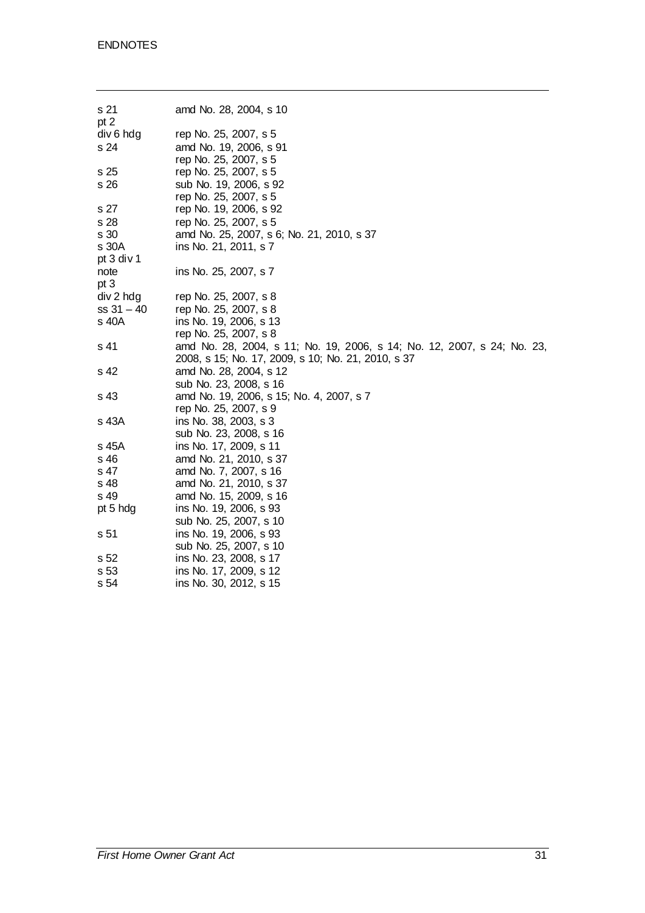| | |
|---|---|
| s 21 | amd No. 28, 2004, s 10 |
| pt 2 | |
| div 6 hdg | rep No. 25, 2007, s 5 |
| s 24 | amd No. 19, 2006, s 91 |
| | rep No. 25, 2007, s 5 |
| s 25 | rep No. 25, 2007, s 5 |
| s 26 | sub No. 19, 2006, s 92 |
| | rep No. 25, 2007, s 5 |
| s 27 | rep No. 19, 2006, s 92 |
| s 28 | rep No. 25, 2007, s 5 |
| s 30 | amd No. 25, 2007, s 6; No. 21, 2010, s 37 |
| s 30A | ins No. 21, 2011, s 7 |
| pt 3 div 1 | |
| note | ins No. 25, 2007, s 7 |
| pt 3 | |
| div 2 hdg | rep No. 25, 2007, s 8 |
| ss 31 – 40 | rep No. 25, 2007, s 8 |
| s 40A | ins No. 19, 2006, s 13 |
| | rep No. 25, 2007, s 8 |
| s 41 | amd No. 28, 2004, s 11; No. 19, 2006, s 14; No. 12, 2007, s 24; No. 23, 2008, s 15; No. 17, 2009, s 10; No. 21, 2010, s 37 |
| s 42 | amd No. 28, 2004, s 12 |
| | sub No. 23, 2008, s 16 |
| s 43 | amd No. 19, 2006, s 15; No. 4, 2007, s 7 |
| | rep No. 25, 2007, s 9 |
| s 43A | ins No. 38, 2003, s 3 |
| | sub No. 23, 2008, s 16 |
| s 45A | ins No. 17, 2009, s 11 |
| s 46 | amd No. 21, 2010, s 37 |
| s 47 | amd No. 7, 2007, s 16 |
| s 48 | amd No. 21, 2010, s 37 |
| s 49 | amd No. 15, 2009, s 16 |
| pt 5 hdg | ins No. 19, 2006, s 93 |
| | sub No. 25, 2007, s 10 |
| s 51 | ins No. 19, 2006, s 93 |
| | sub No. 25, 2007, s 10 |
| s 52 | ins No. 23, 2008, s 17 |
| s 53 | ins No. 17, 2009, s 12 |
| s 54 | ins No. 30, 2012, s 15 |